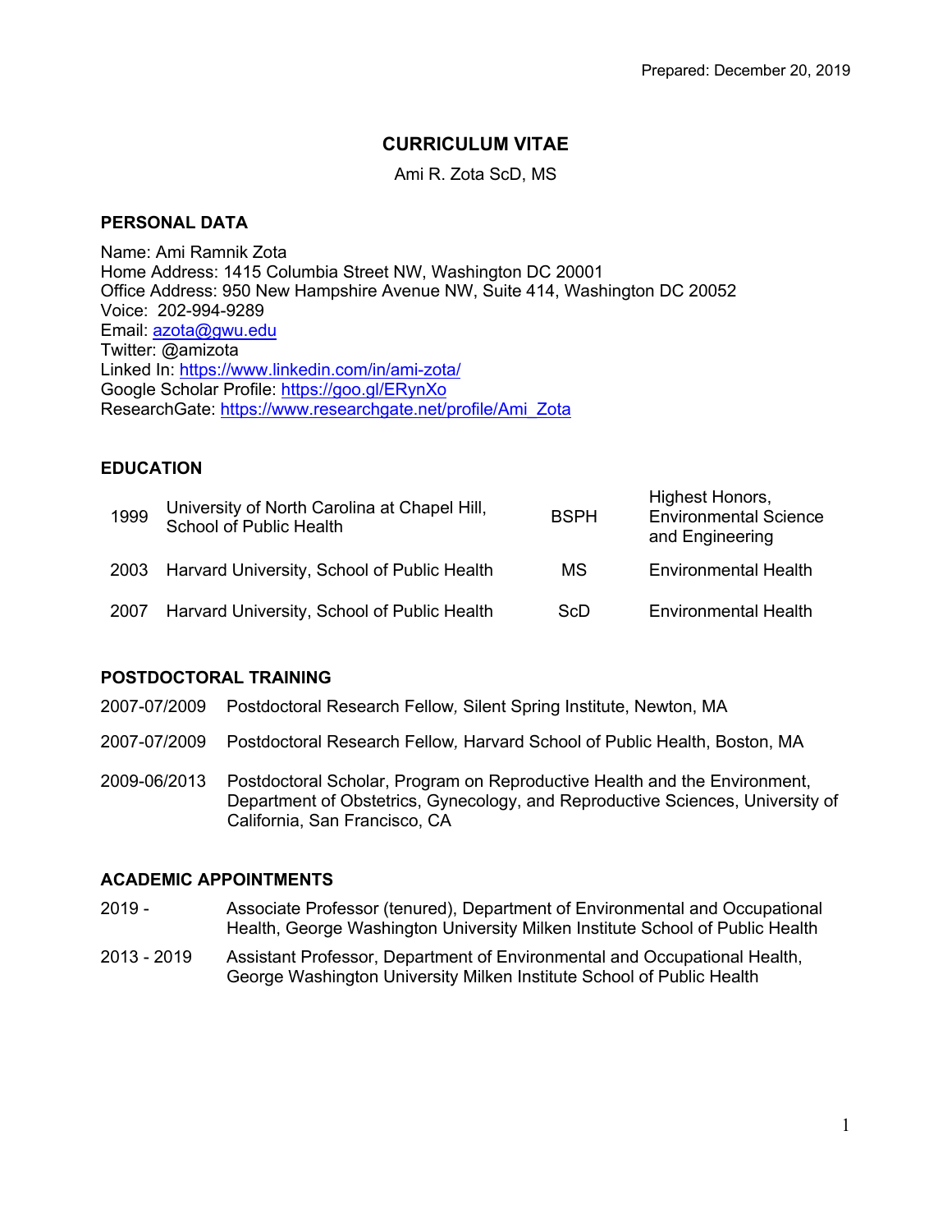Prepared: December 20, 2019

# CURRICULUM VITAE

Ami R. Zota ScD, MS

## PERSONAL DATA

Name: Ami Ramnik Zota
Home Address: 1415 Columbia Street NW, Washington DC 20001
Office Address: 950 New Hampshire Avenue NW, Suite 414, Washington DC 20052
Voice: 202-994-9289
Email: azota@gwu.edu
Twitter: @amizota
Linked In: https://www.linkedin.com/in/ami-zota/
Google Scholar Profile: https://goo.gl/ERynXo
ResearchGate: https://www.researchgate.net/profile/Ami_Zota

## EDUCATION

| | | | |
|---|---|---|---|
| 1999 | University of North Carolina at Chapel Hill, School of Public Health | BSPH | Highest Honors, Environmental Science and Engineering |
| 2003 | Harvard University, School of Public Health | MS | Environmental Health |
| 2007 | Harvard University, School of Public Health | ScD | Environmental Health |

## POSTDOCTORAL TRAINING

2007-07/2009 Postdoctoral Research Fellow*,* Silent Spring Institute, Newton, MA

2007-07/2009 Postdoctoral Research Fellow*,* Harvard School of Public Health, Boston, MA

2009-06/2013 Postdoctoral Scholar, Program on Reproductive Health and the Environment, Department of Obstetrics, Gynecology, and Reproductive Sciences, University of California, San Francisco, CA

## ACADEMIC APPOINTMENTS

2019 - Associate Professor (tenured), Department of Environmental and Occupational Health, George Washington University Milken Institute School of Public Health

2013 - 2019 Assistant Professor, Department of Environmental and Occupational Health, George Washington University Milken Institute School of Public Health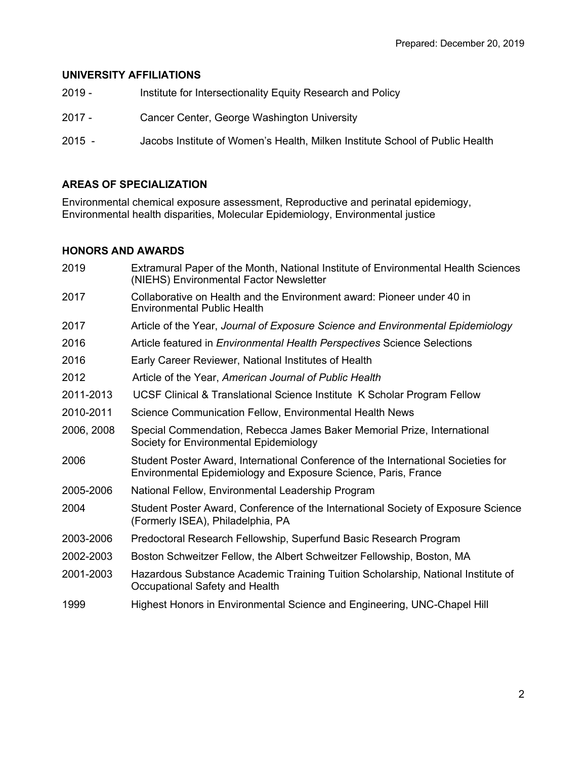Prepared: December 20, 2019

## UNIVERSITY AFFILIATIONS

| | |
|---|---|
| 2019 - | Institute for Intersectionality Equity Research and Policy |
| 2017 - | Cancer Center, George Washington University |
| 2015 - | Jacobs Institute of Women's Health, Milken Institute School of Public Health |

## AREAS OF SPECIALIZATION

Environmental chemical exposure assessment, Reproductive and perinatal epidemiogy, Environmental health disparities, Molecular Epidemiology, Environmental justice

## HONORS AND AWARDS

| | |
|---|---|
| 2019 | Extramural Paper of the Month, National Institute of Environmental Health Sciences (NIEHS) Environmental Factor Newsletter |
| 2017 | Collaborative on Health and the Environment award: Pioneer under 40 in Environmental Public Health |
| 2017 | Article of the Year, *Journal of Exposure Science and Environmental Epidemiology* |
| 2016 | Article featured in *Environmental Health Perspectives* Science Selections |
| 2016 | Early Career Reviewer, National Institutes of Health |
| 2012 | Article of the Year, *American Journal of Public Health* |
| 2011-2013 | UCSF Clinical & Translational Science Institute K Scholar Program Fellow |
| 2010-2011 | Science Communication Fellow, Environmental Health News |
| 2006, 2008 | Special Commendation, Rebecca James Baker Memorial Prize, International Society for Environmental Epidemiology |
| 2006 | Student Poster Award, International Conference of the International Societies for Environmental Epidemiology and Exposure Science, Paris, France |
| 2005-2006 | National Fellow, Environmental Leadership Program |
| 2004 | Student Poster Award, Conference of the International Society of Exposure Science (Formerly ISEA), Philadelphia, PA |
| 2003-2006 | Predoctoral Research Fellowship, Superfund Basic Research Program |
| 2002-2003 | Boston Schweitzer Fellow, the Albert Schweitzer Fellowship, Boston, MA |
| 2001-2003 | Hazardous Substance Academic Training Tuition Scholarship, National Institute of Occupational Safety and Health |
| 1999 | Highest Honors in Environmental Science and Engineering, UNC-Chapel Hill |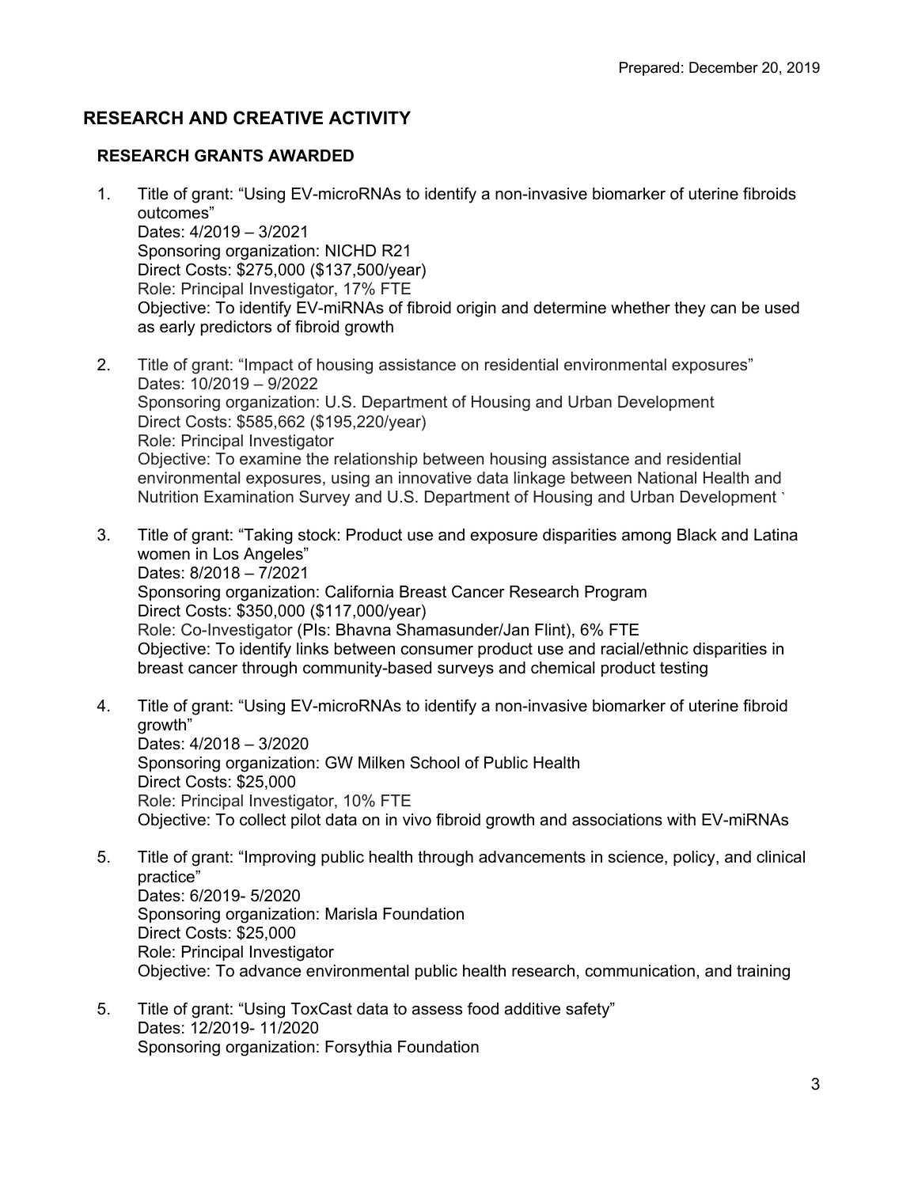Prepared: December 20, 2019

## RESEARCH AND CREATIVE ACTIVITY

### RESEARCH GRANTS AWARDED

1. Title of grant: "Using EV-microRNAs to identify a non-invasive biomarker of uterine fibroids outcomes"
   Dates: 4/2019 – 3/2021
   Sponsoring organization: NICHD R21
   Direct Costs: $275,000 ($137,500/year)
   Role: Principal Investigator, 17% FTE
   Objective: To identify EV-miRNAs of fibroid origin and determine whether they can be used as early predictors of fibroid growth

2. Title of grant: "Impact of housing assistance on residential environmental exposures"
   Dates: 10/2019 – 9/2022
   Sponsoring organization: U.S. Department of Housing and Urban Development
   Direct Costs: $585,662 ($195,220/year)
   Role: Principal Investigator
   Objective: To examine the relationship between housing assistance and residential environmental exposures, using an innovative data linkage between National Health and Nutrition Examination Survey and U.S. Department of Housing and Urban Development `

3. Title of grant: "Taking stock: Product use and exposure disparities among Black and Latina women in Los Angeles"
   Dates: 8/2018 – 7/2021
   Sponsoring organization: California Breast Cancer Research Program
   Direct Costs: $350,000 ($117,000/year)
   Role: Co-Investigator (PIs: Bhavna Shamasunder/Jan Flint), 6% FTE
   Objective: To identify links between consumer product use and racial/ethnic disparities in breast cancer through community-based surveys and chemical product testing

4. Title of grant: "Using EV-microRNAs to identify a non-invasive biomarker of uterine fibroid growth"
   Dates: 4/2018 – 3/2020
   Sponsoring organization: GW Milken School of Public Health
   Direct Costs: $25,000
   Role: Principal Investigator, 10% FTE
   Objective: To collect pilot data on in vivo fibroid growth and associations with EV-miRNAs

5. Title of grant: "Improving public health through advancements in science, policy, and clinical practice"
   Dates: 6/2019- 5/2020
   Sponsoring organization: Marisla Foundation
   Direct Costs: $25,000
   Role: Principal Investigator
   Objective: To advance environmental public health research, communication, and training

5. Title of grant: "Using ToxCast data to assess food additive safety"
   Dates: 12/2019- 11/2020
   Sponsoring organization: Forsythia Foundation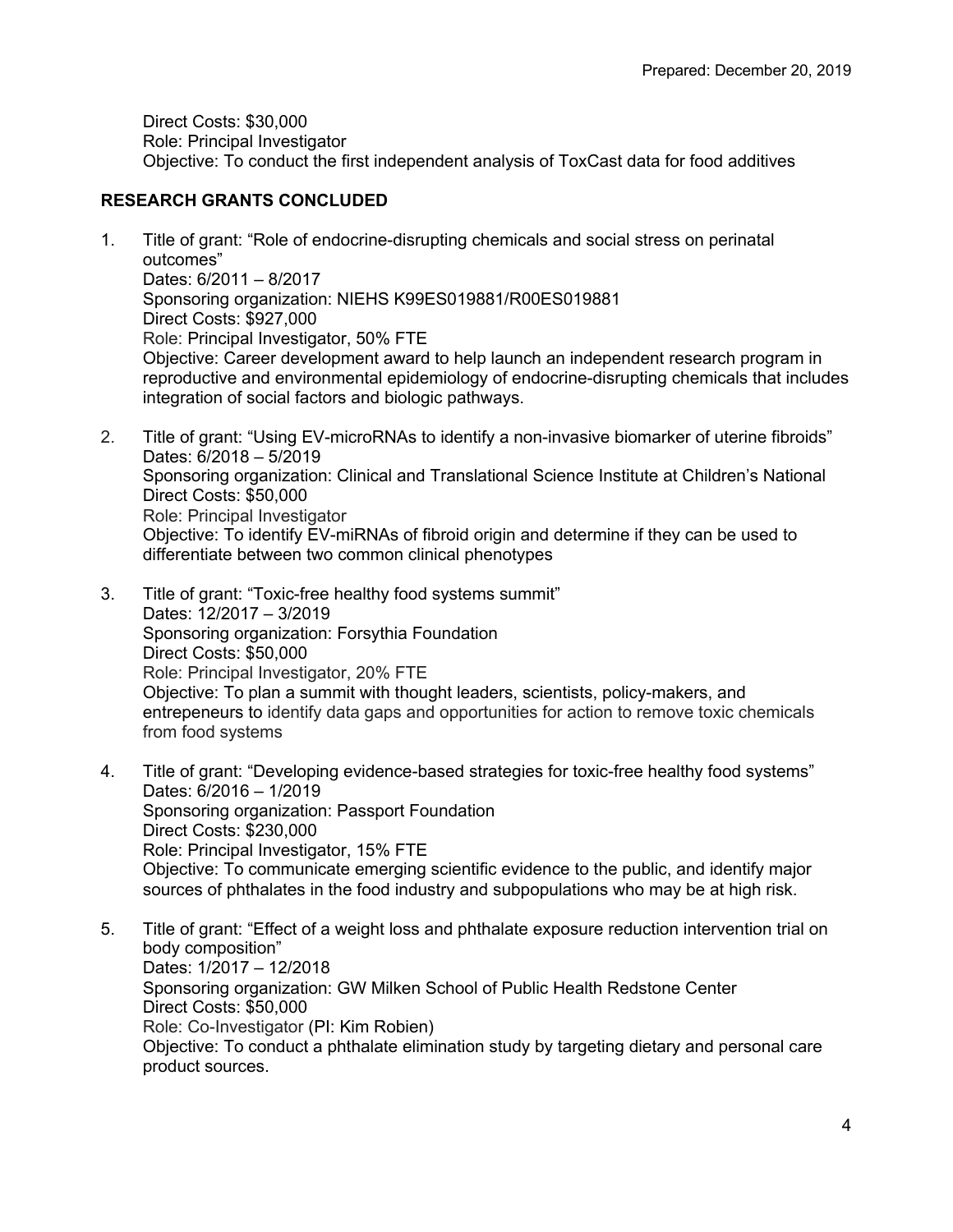Direct Costs: $30,000
Role: Principal Investigator
Objective: To conduct the first independent analysis of ToxCast data for food additives

## RESEARCH GRANTS CONCLUDED

1. Title of grant: "Role of endocrine-disrupting chemicals and social stress on perinatal outcomes"
   Dates: 6/2011 – 8/2017
   Sponsoring organization: NIEHS K99ES019881/R00ES019881
   Direct Costs: $927,000
   Role: Principal Investigator, 50% FTE
   Objective: Career development award to help launch an independent research program in reproductive and environmental epidemiology of endocrine-disrupting chemicals that includes integration of social factors and biologic pathways.

2. Title of grant: "Using EV-microRNAs to identify a non-invasive biomarker of uterine fibroids"
   Dates: 6/2018 – 5/2019
   Sponsoring organization: Clinical and Translational Science Institute at Children's National
   Direct Costs: $50,000
   Role: Principal Investigator
   Objective: To identify EV-miRNAs of fibroid origin and determine if they can be used to differentiate between two common clinical phenotypes

3. Title of grant: "Toxic-free healthy food systems summit"
   Dates: 12/2017 – 3/2019
   Sponsoring organization: Forsythia Foundation
   Direct Costs: $50,000
   Role: Principal Investigator, 20% FTE
   Objective: To plan a summit with thought leaders, scientists, policy-makers, and entrepeneurs to identify data gaps and opportunities for action to remove toxic chemicals from food systems

4. Title of grant: "Developing evidence-based strategies for toxic-free healthy food systems"
   Dates: 6/2016 – 1/2019
   Sponsoring organization: Passport Foundation
   Direct Costs: $230,000
   Role: Principal Investigator, 15% FTE
   Objective: To communicate emerging scientific evidence to the public, and identify major sources of phthalates in the food industry and subpopulations who may be at high risk.

5. Title of grant: "Effect of a weight loss and phthalate exposure reduction intervention trial on body composition"
   Dates: 1/2017 – 12/2018
   Sponsoring organization: GW Milken School of Public Health Redstone Center
   Direct Costs: $50,000
   Role: Co-Investigator (PI: Kim Robien)
   Objective: To conduct a phthalate elimination study by targeting dietary and personal care product sources.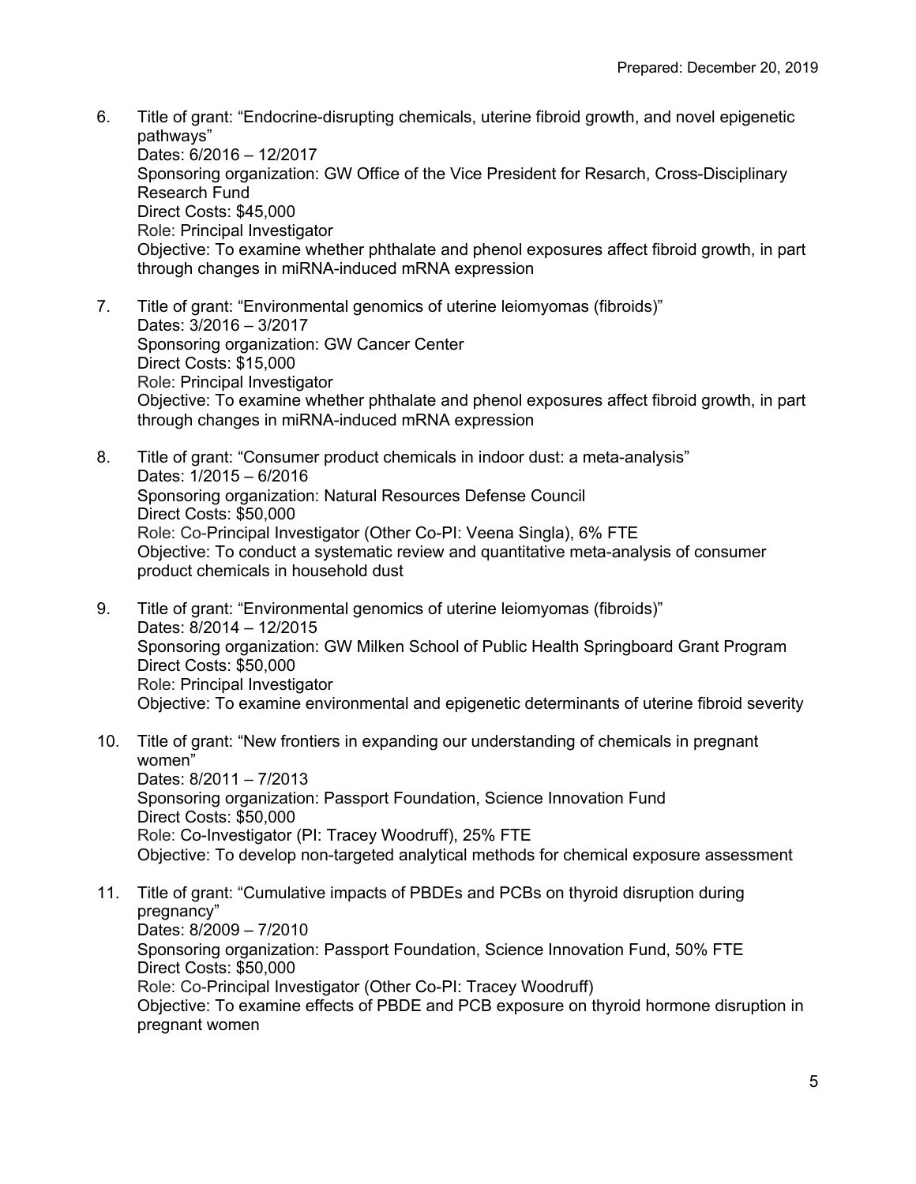6. Title of grant: "Endocrine-disrupting chemicals, uterine fibroid growth, and novel epigenetic pathways"
   Dates: 6/2016 – 12/2017
   Sponsoring organization: GW Office of the Vice President for Resarch, Cross-Disciplinary Research Fund
   Direct Costs: $45,000
   Role: Principal Investigator
   Objective: To examine whether phthalate and phenol exposures affect fibroid growth, in part through changes in miRNA-induced mRNA expression

7. Title of grant: "Environmental genomics of uterine leiomyomas (fibroids)"
   Dates: 3/2016 – 3/2017
   Sponsoring organization: GW Cancer Center
   Direct Costs: $15,000
   Role: Principal Investigator
   Objective: To examine whether phthalate and phenol exposures affect fibroid growth, in part through changes in miRNA-induced mRNA expression

8. Title of grant: "Consumer product chemicals in indoor dust: a meta-analysis"
   Dates: 1/2015 – 6/2016
   Sponsoring organization: Natural Resources Defense Council
   Direct Costs: $50,000
   Role: Co-Principal Investigator (Other Co-PI: Veena Singla), 6% FTE
   Objective: To conduct a systematic review and quantitative meta-analysis of consumer product chemicals in household dust

9. Title of grant: "Environmental genomics of uterine leiomyomas (fibroids)"
   Dates: 8/2014 – 12/2015
   Sponsoring organization: GW Milken School of Public Health Springboard Grant Program
   Direct Costs: $50,000
   Role: Principal Investigator
   Objective: To examine environmental and epigenetic determinants of uterine fibroid severity

10. Title of grant: "New frontiers in expanding our understanding of chemicals in pregnant women"
    Dates: 8/2011 – 7/2013
    Sponsoring organization: Passport Foundation, Science Innovation Fund
    Direct Costs: $50,000
    Role: Co-Investigator (PI: Tracey Woodruff), 25% FTE
    Objective: To develop non-targeted analytical methods for chemical exposure assessment

11. Title of grant: "Cumulative impacts of PBDEs and PCBs on thyroid disruption during pregnancy"
    Dates: 8/2009 – 7/2010
    Sponsoring organization: Passport Foundation, Science Innovation Fund, 50% FTE
    Direct Costs: $50,000
    Role: Co-Principal Investigator (Other Co-PI: Tracey Woodruff)
    Objective: To examine effects of PBDE and PCB exposure on thyroid hormone disruption in pregnant women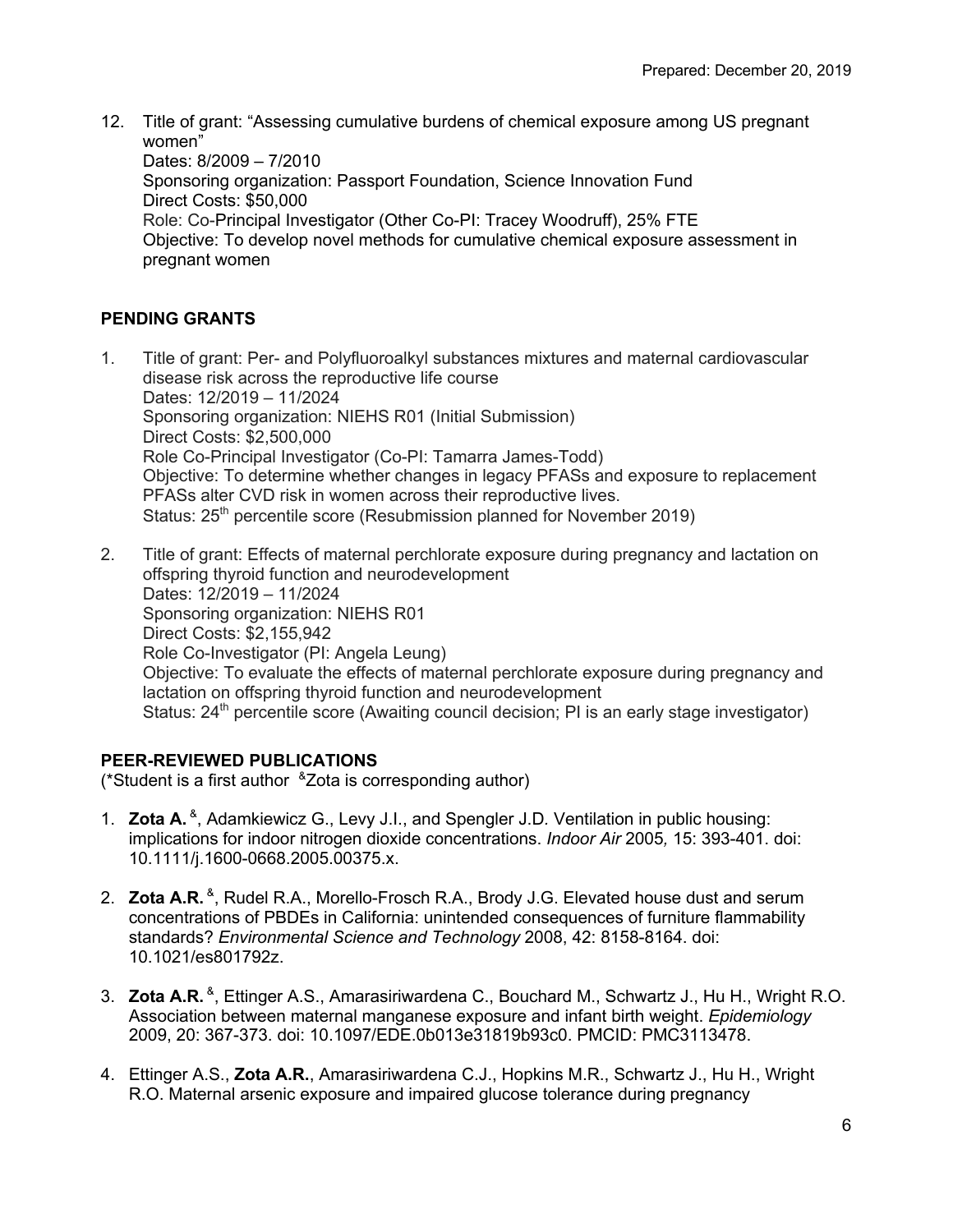12. Title of grant: "Assessing cumulative burdens of chemical exposure among US pregnant women"
    Dates: 8/2009 – 7/2010
    Sponsoring organization: Passport Foundation, Science Innovation Fund
    Direct Costs: $50,000
    Role: Co-Principal Investigator (Other Co-PI: Tracey Woodruff), 25% FTE
    Objective: To develop novel methods for cumulative chemical exposure assessment in pregnant women

**PENDING GRANTS**

1. Title of grant: Per- and Polyfluoroalkyl substances mixtures and maternal cardiovascular disease risk across the reproductive life course
   Dates: 12/2019 – 11/2024
   Sponsoring organization: NIEHS R01 (Initial Submission)
   Direct Costs: $2,500,000
   Role Co-Principal Investigator (Co-PI: Tamarra James-Todd)
   Objective: To determine whether changes in legacy PFASs and exposure to replacement PFASs alter CVD risk in women across their reproductive lives.
   Status: 25th percentile score (Resubmission planned for November 2019)

2. Title of grant: Effects of maternal perchlorate exposure during pregnancy and lactation on offspring thyroid function and neurodevelopment
   Dates: 12/2019 – 11/2024
   Sponsoring organization: NIEHS R01
   Direct Costs: $2,155,942
   Role Co-Investigator (PI: Angela Leung)
   Objective: To evaluate the effects of maternal perchlorate exposure during pregnancy and lactation on offspring thyroid function and neurodevelopment
   Status: 24th percentile score (Awaiting council decision; PI is an early stage investigator)

**PEER-REVIEWED PUBLICATIONS**
(*Student is a first author &Zota is corresponding author)

1. **Zota A.** &, Adamkiewicz G., Levy J.I., and Spengler J.D. Ventilation in public housing: implications for indoor nitrogen dioxide concentrations. *Indoor Air* 2005*,* 15: 393-401. doi: 10.1111/j.1600-0668.2005.00375.x.

2. **Zota A.R.** &, Rudel R.A., Morello-Frosch R.A., Brody J.G. Elevated house dust and serum concentrations of PBDEs in California: unintended consequences of furniture flammability standards? *Environmental Science and Technology* 2008, 42: 8158-8164. doi: 10.1021/es801792z.

3. **Zota A.R.** &, Ettinger A.S., Amarasiriwardena C., Bouchard M., Schwartz J., Hu H., Wright R.O. Association between maternal manganese exposure and infant birth weight. *Epidemiology* 2009, 20: 367-373. doi: 10.1097/EDE.0b013e31819b93c0. PMCID: PMC3113478.

4. Ettinger A.S., **Zota A.R.**, Amarasiriwardena C.J., Hopkins M.R., Schwartz J., Hu H., Wright R.O. Maternal arsenic exposure and impaired glucose tolerance during pregnancy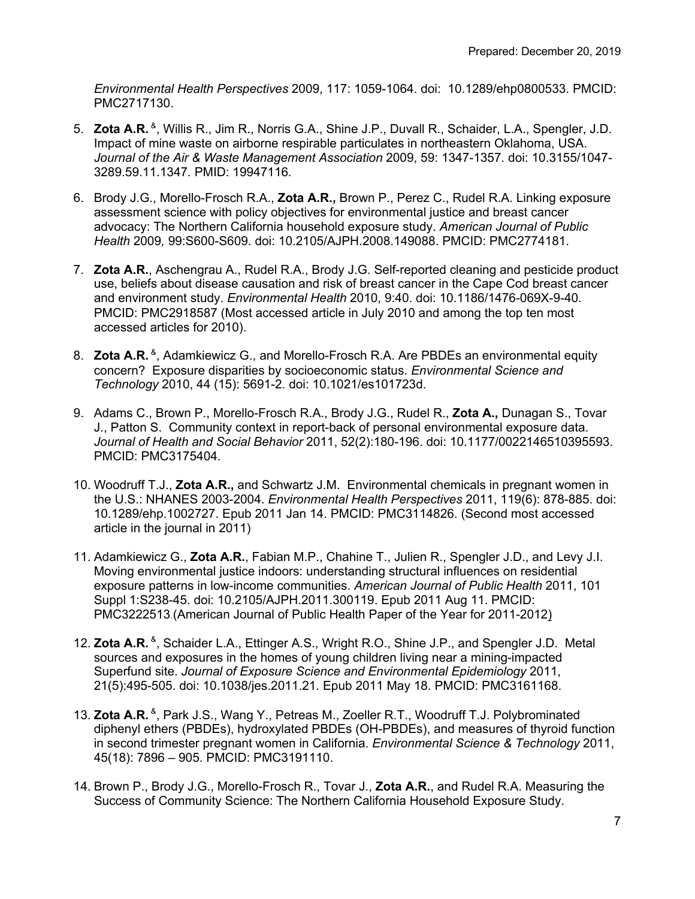*Environmental Health Perspectives* 2009, 117: 1059-1064. doi: 10.1289/ehp0800533. PMCID: PMC2717130.

5. **Zota A.R.** [&], Willis R., Jim R., Norris G.A., Shine J.P., Duvall R., Schaider, L.A., Spengler, J.D. Impact of mine waste on airborne respirable particulates in northeastern Oklahoma, USA. *Journal of the Air & Waste Management Association* 2009, 59: 1347-1357. doi: 10.3155/1047-3289.59.11.1347*.* PMID: 19947116*.*

6. Brody J.G., Morello-Frosch R.A., **Zota A.R.,** Brown P., Perez C., Rudel R.A. Linking exposure assessment science with policy objectives for environmental justice and breast cancer advocacy: The Northern California household exposure study. *American Journal of Public Health* 2009*,* 99:S600-S609. doi: 10.2105/AJPH.2008.149088. PMCID: PMC2774181.

7. **Zota A.R.**, Aschengrau A., Rudel R.A., Brody J.G. Self-reported cleaning and pesticide product use, beliefs about disease causation and risk of breast cancer in the Cape Cod breast cancer and environment study. *Environmental Health* 2010, 9:40. doi: 10.1186/1476-069X-9-40. PMCID: PMC2918587 (Most accessed article in July 2010 and among the top ten most accessed articles for 2010).

8. **Zota A.R.** [&], Adamkiewicz G., and Morello-Frosch R.A. Are PBDEs an environmental equity concern? Exposure disparities by socioeconomic status. *Environmental Science and Technology* 2010, 44 (15): 5691-2. doi: 10.1021/es101723d.

9. Adams C., Brown P., Morello-Frosch R.A., Brody J.G., Rudel R., **Zota A.,** Dunagan S., Tovar J., Patton S. Community context in report-back of personal environmental exposure data. *Journal of Health and Social Behavior* 2011, 52(2):180-196. doi: 10.1177/0022146510395593. PMCID: PMC3175404.

10. Woodruff T.J., **Zota A.R.,** and Schwartz J.M. Environmental chemicals in pregnant women in the U.S.: NHANES 2003-2004. *Environmental Health Perspectives* 2011, 119(6): 878-885. doi: 10.1289/ehp.1002727. Epub 2011 Jan 14. PMCID: PMC3114826. (Second most accessed article in the journal in 2011)

11. Adamkiewicz G., **Zota A.R.**, Fabian M.P., Chahine T., Julien R., Spengler J.D., and Levy J.I. Moving environmental justice indoors: understanding structural influences on residential exposure patterns in low-income communities. *American Journal of Public Health* 2011, 101 Suppl 1:S238-45. doi: 10.2105/AJPH.2011.300119. Epub 2011 Aug 11. PMCID: PMC3222513.(American Journal of Public Health Paper of the Year for 2011-2012)

12. **Zota A.R.** [&], Schaider L.A., Ettinger A.S., Wright R.O., Shine J.P., and Spengler J.D. Metal sources and exposures in the homes of young children living near a mining-impacted Superfund site. *Journal of Exposure Science and Environmental Epidemiology* 2011, 21(5):495-505. doi: 10.1038/jes.2011.21. Epub 2011 May 18. PMCID: PMC3161168.

13. **Zota A.R.** [&], Park J.S., Wang Y., Petreas M., Zoeller R.T., Woodruff T.J. Polybrominated diphenyl ethers (PBDEs), hydroxylated PBDEs (OH-PBDEs), and measures of thyroid function in second trimester pregnant women in California. *Environmental Science & Technology* 2011, 45(18): 7896 – 905. PMCID: PMC3191110.

14. Brown P., Brody J.G., Morello-Frosch R., Tovar J., **Zota A.R.**, and Rudel R.A. Measuring the Success of Community Science: The Northern California Household Exposure Study.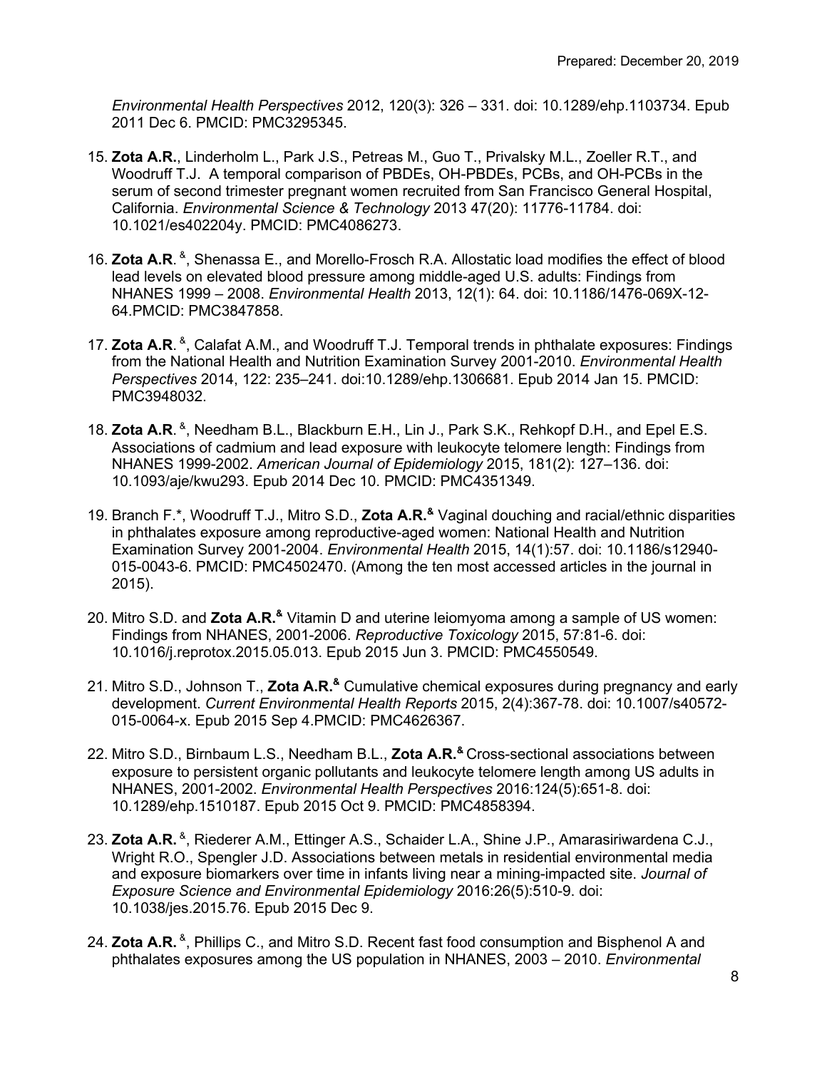*Environmental Health Perspectives* 2012, 120(3): 326 – 331. doi: 10.1289/ehp.1103734. Epub 2011 Dec 6. PMCID: PMC3295345.

15. **Zota A.R.**, Linderholm L., Park J.S., Petreas M., Guo T., Privalsky M.L., Zoeller R.T., and Woodruff T.J. A temporal comparison of PBDEs, OH-PBDEs, PCBs, and OH-PCBs in the serum of second trimester pregnant women recruited from San Francisco General Hospital, California. *Environmental Science & Technology* 2013 47(20): 11776-11784. doi: 10.1021/es402204y. PMCID: PMC4086273.

16. **Zota A.R**. [&], Shenassa E., and Morello-Frosch R.A. Allostatic load modifies the effect of blood lead levels on elevated blood pressure among middle-aged U.S. adults: Findings from NHANES 1999 – 2008. *Environmental Health* 2013, 12(1): 64. doi: 10.1186/1476-069X-12-64.PMCID: PMC3847858.

17. **Zota A.R**. [&], Calafat A.M., and Woodruff T.J. Temporal trends in phthalate exposures: Findings from the National Health and Nutrition Examination Survey 2001-2010. *Environmental Health Perspectives* 2014, 122: 235–241. doi:10.1289/ehp.1306681. Epub 2014 Jan 15. PMCID: PMC3948032.

18. **Zota A.R**. [&], Needham B.L., Blackburn E.H., Lin J., Park S.K., Rehkopf D.H., and Epel E.S. Associations of cadmium and lead exposure with leukocyte telomere length: Findings from NHANES 1999-2002. *American Journal of Epidemiology* 2015, 181(2): 127–136. doi: 10.1093/aje/kwu293. Epub 2014 Dec 10. PMCID: PMC4351349.

19. Branch F.*, Woodruff T.J., Mitro S.D., **Zota A.R.**[&] Vaginal douching and racial/ethnic disparities in phthalates exposure among reproductive-aged women: National Health and Nutrition Examination Survey 2001-2004. *Environmental Health* 2015, 14(1):57. doi: 10.1186/s12940-015-0043-6. PMCID: PMC4502470. (Among the ten most accessed articles in the journal in 2015).

20. Mitro S.D. and **Zota A.R.**[&] Vitamin D and uterine leiomyoma among a sample of US women: Findings from NHANES, 2001-2006. *Reproductive Toxicology* 2015, 57:81-6. doi: 10.1016/j.reprotox.2015.05.013. Epub 2015 Jun 3. PMCID: PMC4550549.

21. Mitro S.D., Johnson T., **Zota A.R.**[&] Cumulative chemical exposures during pregnancy and early development. *Current Environmental Health Reports* 2015, 2(4):367-78. doi: 10.1007/s40572-015-0064-x. Epub 2015 Sep 4.PMCID: PMC4626367.

22. Mitro S.D., Birnbaum L.S., Needham B.L., **Zota A.R.**[&] Cross-sectional associations between exposure to persistent organic pollutants and leukocyte telomere length among US adults in NHANES, 2001-2002. *Environmental Health Perspectives* 2016:124(5):651-8. doi: 10.1289/ehp.1510187. Epub 2015 Oct 9. PMCID: PMC4858394.

23. **Zota A.R.** [&], Riederer A.M., Ettinger A.S., Schaider L.A., Shine J.P., Amarasiriwardena C.J., Wright R.O., Spengler J.D. Associations between metals in residential environmental media and exposure biomarkers over time in infants living near a mining-impacted site. *Journal of Exposure Science and Environmental Epidemiology* 2016:26(5):510-9. doi: 10.1038/jes.2015.76. Epub 2015 Dec 9.

24. **Zota A.R.** [&], Phillips C., and Mitro S.D. Recent fast food consumption and Bisphenol A and phthalates exposures among the US population in NHANES, 2003 – 2010. *Environmental*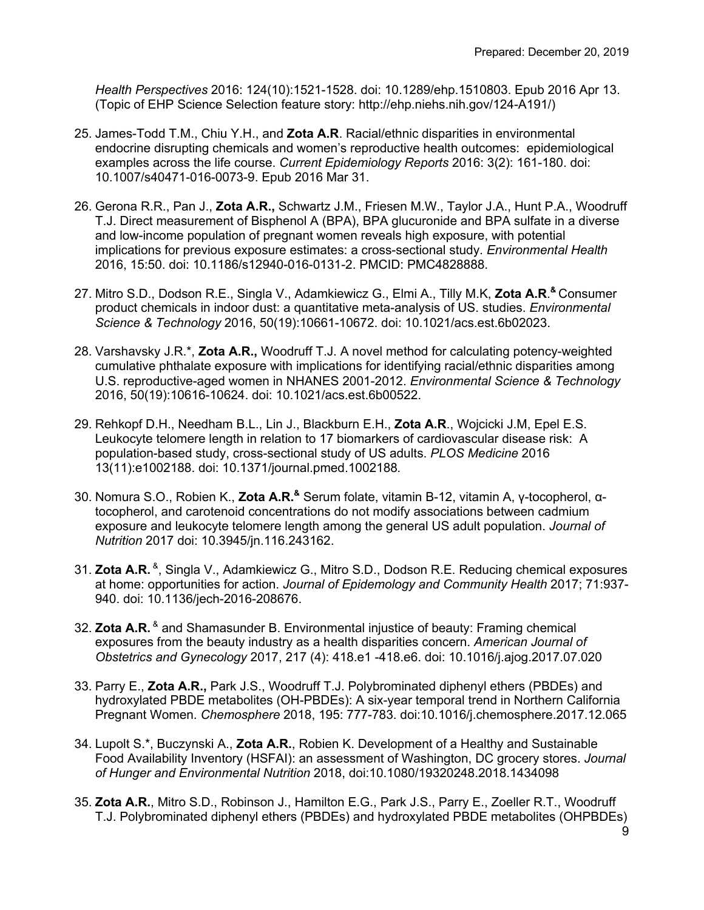*Health Perspectives* 2016: 124(10):1521-1528. doi: 10.1289/ehp.1510803. Epub 2016 Apr 13. (Topic of EHP Science Selection feature story: http://ehp.niehs.nih.gov/124-A191/)

25. James-Todd T.M., Chiu Y.H., and **Zota A.R**. Racial/ethnic disparities in environmental endocrine disrupting chemicals and women's reproductive health outcomes: epidemiological examples across the life course. *Current Epidemiology Reports* 2016: 3(2): 161-180. doi: 10.1007/s40471-016-0073-9. Epub 2016 Mar 31.

26. Gerona R.R., Pan J., **Zota A.R.,** Schwartz J.M., Friesen M.W., Taylor J.A., Hunt P.A., Woodruff T.J. Direct measurement of Bisphenol A (BPA), BPA glucuronide and BPA sulfate in a diverse and low-income population of pregnant women reveals high exposure, with potential implications for previous exposure estimates: a cross-sectional study. *Environmental Health* 2016, 15:50. doi: 10.1186/s12940-016-0131-2. PMCID: PMC4828888.

27. Mitro S.D., Dodson R.E., Singla V., Adamkiewicz G., Elmi A., Tilly M.K, **Zota A.R**.[&] Consumer product chemicals in indoor dust: a quantitative meta-analysis of US. studies. *Environmental Science & Technology* 2016, 50(19):10661-10672. doi: 10.1021/acs.est.6b02023.

28. Varshavsky J.R.*, **Zota A.R.,** Woodruff T.J. A novel method for calculating potency-weighted cumulative phthalate exposure with implications for identifying racial/ethnic disparities among U.S. reproductive-aged women in NHANES 2001-2012. *Environmental Science & Technology* 2016, 50(19):10616-10624. doi: 10.1021/acs.est.6b00522.

29. Rehkopf D.H., Needham B.L., Lin J., Blackburn E.H., **Zota A.R**., Wojcicki J.M, Epel E.S. Leukocyte telomere length in relation to 17 biomarkers of cardiovascular disease risk: A population-based study, cross-sectional study of US adults. *PLOS Medicine* 2016 13(11):e1002188. doi: 10.1371/journal.pmed.1002188*.*

30. Nomura S.O., Robien K., **Zota A.R.**[&] Serum folate, vitamin B-12, vitamin A, γ-tocopherol, α-tocopherol, and carotenoid concentrations do not modify associations between cadmium exposure and leukocyte telomere length among the general US adult population. *Journal of Nutrition* 2017 doi: 10.3945/jn.116.243162.

31. **Zota A.R.** [&], Singla V., Adamkiewicz G., Mitro S.D., Dodson R.E. Reducing chemical exposures at home: opportunities for action. *Journal of Epidemology and Community Health* 2017; 71:937-940. doi: 10.1136/jech-2016-208676.

32. **Zota A.R.** [&] and Shamasunder B. Environmental injustice of beauty: Framing chemical exposures from the beauty industry as a health disparities concern. *American Journal of Obstetrics and Gynecology* 2017, 217 (4): 418.e1 -418.e6. doi: 10.1016/j.ajog.2017.07.020

33. Parry E., **Zota A.R.,** Park J.S., Woodruff T.J. Polybrominated diphenyl ethers (PBDEs) and hydroxylated PBDE metabolites (OH-PBDEs): A six-year temporal trend in Northern California Pregnant Women. *Chemosphere* 2018, 195: 777-783. doi:10.1016/j.chemosphere.2017.12.065

34. Lupolt S.*, Buczynski A., **Zota A.R.**, Robien K. Development of a Healthy and Sustainable Food Availability Inventory (HSFAI): an assessment of Washington, DC grocery stores. *Journal of Hunger and Environmental Nutrition* 2018, doi:10.1080/19320248.2018.1434098

35. **Zota A.R.**, Mitro S.D., Robinson J., Hamilton E.G., Park J.S., Parry E., Zoeller R.T., Woodruff T.J. Polybrominated diphenyl ethers (PBDEs) and hydroxylated PBDE metabolites (OHPBDEs)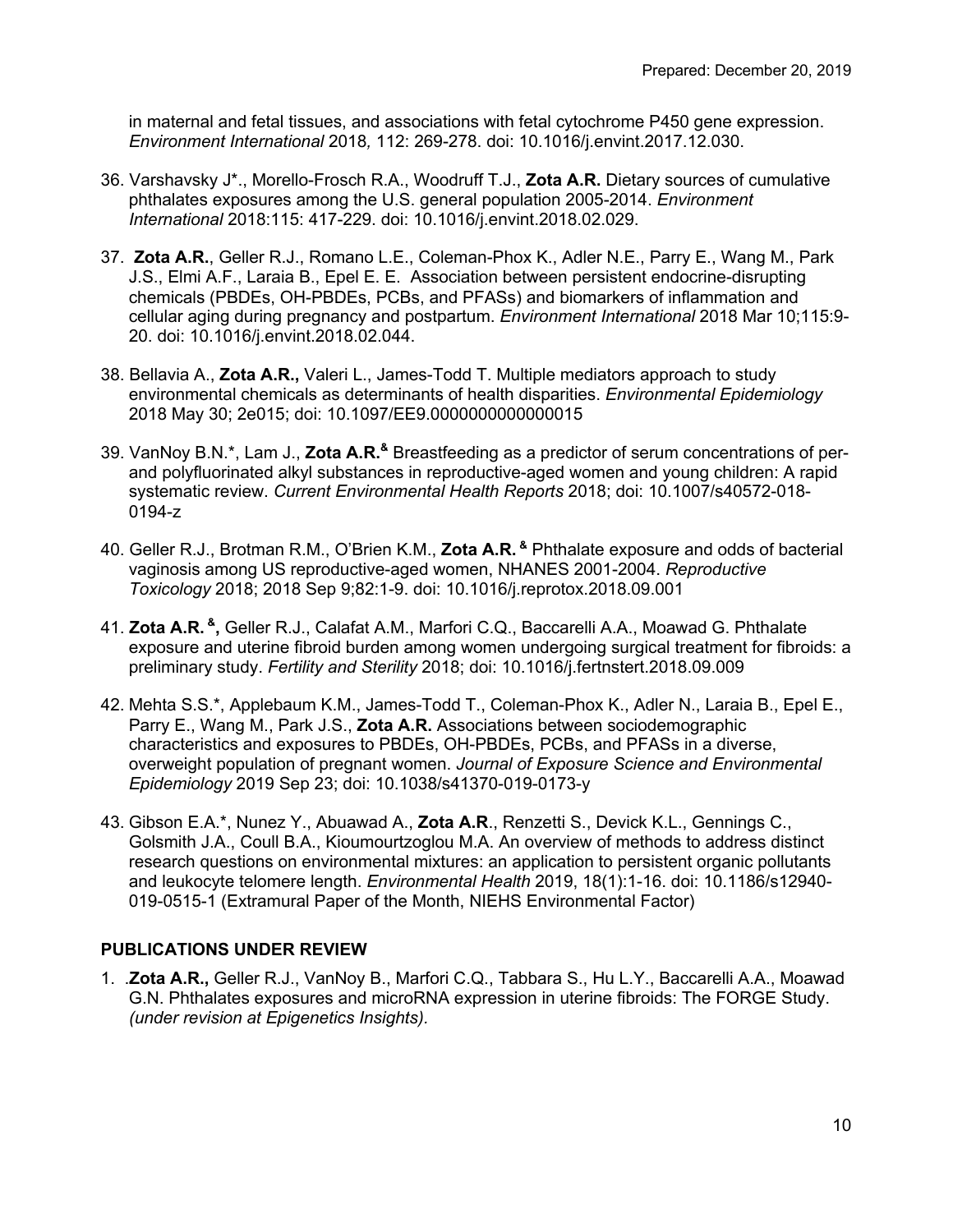in maternal and fetal tissues, and associations with fetal cytochrome P450 gene expression. *Environment International* 2018*,* 112: 269-278. doi: 10.1016/j.envint.2017.12.030.

36. Varshavsky J*., Morello-Frosch R.A., Woodruff T.J., **Zota A.R.** Dietary sources of cumulative phthalates exposures among the U.S. general population 2005-2014. *Environment International* 2018:115: 417-229. doi: 10.1016/j.envint.2018.02.029.

37. **Zota A.R.**, Geller R.J., Romano L.E., Coleman-Phox K., Adler N.E., Parry E., Wang M., Park J.S., Elmi A.F., Laraia B., Epel E. E. Association between persistent endocrine-disrupting chemicals (PBDEs, OH-PBDEs, PCBs, and PFASs) and biomarkers of inflammation and cellular aging during pregnancy and postpartum. *Environment International* 2018 Mar 10;115:9-20. doi: 10.1016/j.envint.2018.02.044.

38. Bellavia A., **Zota A.R.,** Valeri L., James-Todd T. Multiple mediators approach to study environmental chemicals as determinants of health disparities. *Environmental Epidemiology* 2018 May 30; 2e015; doi: 10.1097/EE9.0000000000000015

39. VanNoy B.N.*, Lam J., **Zota A.R.**[&] Breastfeeding as a predictor of serum concentrations of per- and polyfluorinated alkyl substances in reproductive-aged women and young children: A rapid systematic review. *Current Environmental Health Reports* 2018; doi: 10.1007/s40572-018-0194-z

40. Geller R.J., Brotman R.M., O'Brien K.M., **Zota A.R.** [&] Phthalate exposure and odds of bacterial vaginosis among US reproductive-aged women, NHANES 2001-2004. *Reproductive Toxicology* 2018; 2018 Sep 9;82:1-9. doi: 10.1016/j.reprotox.2018.09.001

41. **Zota A.R.** [&]**,** Geller R.J., Calafat A.M., Marfori C.Q., Baccarelli A.A., Moawad G. Phthalate exposure and uterine fibroid burden among women undergoing surgical treatment for fibroids: a preliminary study. *Fertility and Sterility* 2018; doi: 10.1016/j.fertnstert.2018.09.009

42. Mehta S.S.*, Applebaum K.M., James-Todd T., Coleman-Phox K., Adler N., Laraia B., Epel E., Parry E., Wang M., Park J.S., **Zota A.R.** Associations between sociodemographic characteristics and exposures to PBDEs, OH-PBDEs, PCBs, and PFASs in a diverse, overweight population of pregnant women. *Journal of Exposure Science and Environmental Epidemiology* 2019 Sep 23; doi: 10.1038/s41370-019-0173-y

43. Gibson E.A.*, Nunez Y., Abuawad A., **Zota A.R**., Renzetti S., Devick K.L., Gennings C., Golsmith J.A., Coull B.A., Kioumourtzoglou M.A. An overview of methods to address distinct research questions on environmental mixtures: an application to persistent organic pollutants and leukocyte telomere length. *Environmental Health* 2019, 18(1):1-16. doi: 10.1186/s12940-019-0515-1 (Extramural Paper of the Month, NIEHS Environmental Factor)

## PUBLICATIONS UNDER REVIEW

1. .**Zota A.R.,** Geller R.J., VanNoy B., Marfori C.Q., Tabbara S., Hu L.Y., Baccarelli A.A., Moawad G.N. Phthalates exposures and microRNA expression in uterine fibroids: The FORGE Study. *(under revision at Epigenetics Insights).*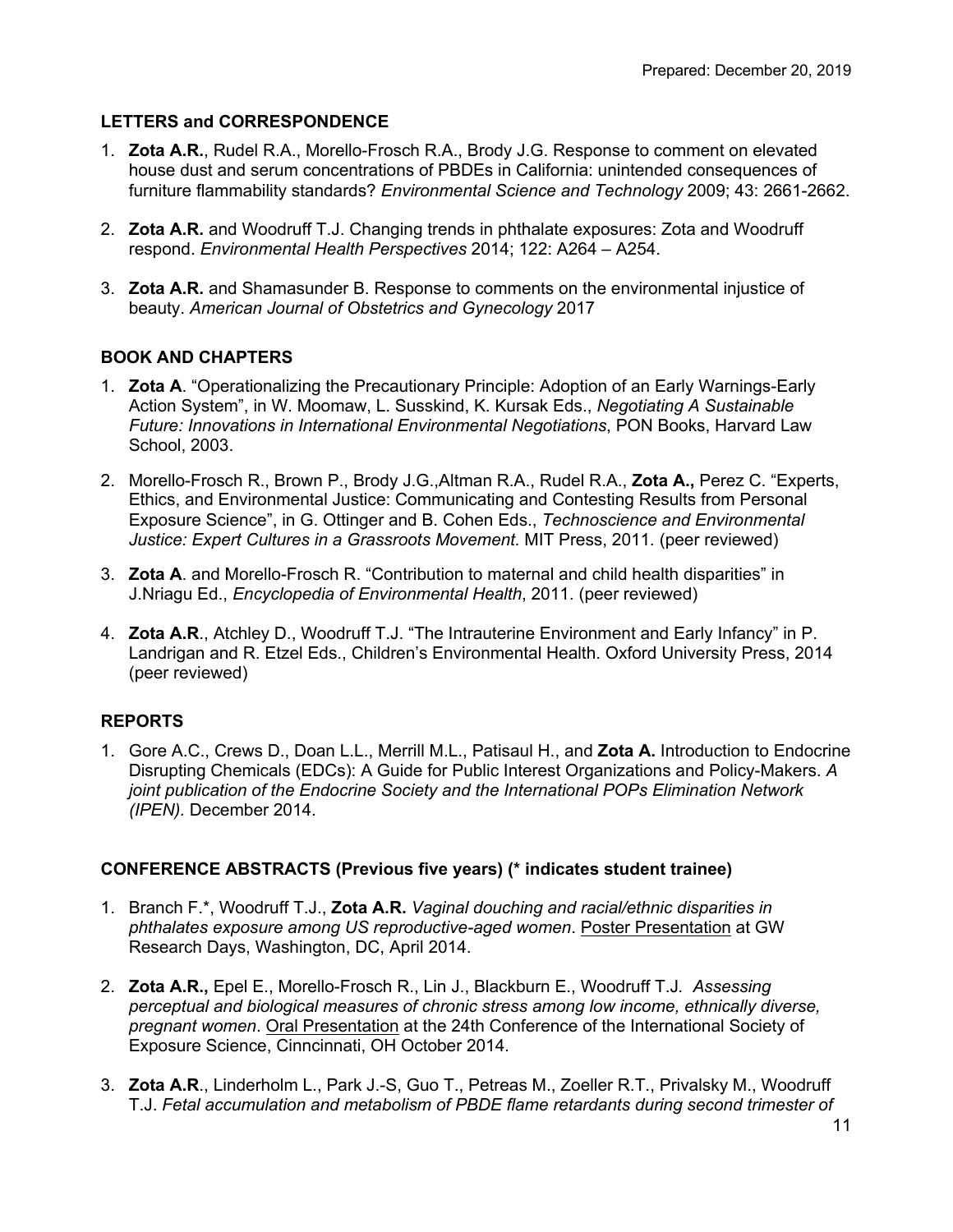## LETTERS and CORRESPONDENCE

1. **Zota A.R.**, Rudel R.A., Morello-Frosch R.A., Brody J.G. Response to comment on elevated house dust and serum concentrations of PBDEs in California: unintended consequences of furniture flammability standards? *Environmental Science and Technology* 2009; 43: 2661-2662.

2. **Zota A.R.** and Woodruff T.J. Changing trends in phthalate exposures: Zota and Woodruff respond. *Environmental Health Perspectives* 2014; 122: A264 – A254.

3. **Zota A.R.** and Shamasunder B. Response to comments on the environmental injustice of beauty. *American Journal of Obstetrics and Gynecology* 2017

## BOOK AND CHAPTERS

1. **Zota A**. "Operationalizing the Precautionary Principle: Adoption of an Early Warnings-Early Action System", in W. Moomaw, L. Susskind, K. Kursak Eds., *Negotiating A Sustainable Future: Innovations in International Environmental Negotiations*, PON Books, Harvard Law School, 2003.

2. Morello-Frosch R., Brown P., Brody J.G.,Altman R.A., Rudel R.A., **Zota A.,** Perez C. "Experts, Ethics, and Environmental Justice: Communicating and Contesting Results from Personal Exposure Science", in G. Ottinger and B. Cohen Eds., *Technoscience and Environmental Justice: Expert Cultures in a Grassroots Movement*. MIT Press, 2011. (peer reviewed)

3. **Zota A**. and Morello-Frosch R. "Contribution to maternal and child health disparities" in J.Nriagu Ed., *Encyclopedia of Environmental Health*, 2011. (peer reviewed)

4. **Zota A.R**., Atchley D., Woodruff T.J. "The Intrauterine Environment and Early Infancy" in P. Landrigan and R. Etzel Eds., Children's Environmental Health. Oxford University Press, 2014 (peer reviewed)

## REPORTS

1. Gore A.C., Crews D., Doan L.L., Merrill M.L., Patisaul H., and **Zota A.** Introduction to Endocrine Disrupting Chemicals (EDCs): A Guide for Public Interest Organizations and Policy-Makers. *A joint publication of the Endocrine Society and the International POPs Elimination Network (IPEN).* December 2014.

## CONFERENCE ABSTRACTS (Previous five years) (* indicates student trainee)

1. Branch F.*, Woodruff T.J., **Zota A.R.** *Vaginal douching and racial/ethnic disparities in phthalates exposure among US reproductive-aged women*. Poster Presentation at GW Research Days, Washington, DC, April 2014.

2. **Zota A.R.,** Epel E., Morello-Frosch R., Lin J., Blackburn E., Woodruff T.J. *Assessing perceptual and biological measures of chronic stress among low income, ethnically diverse, pregnant women*. Oral Presentation at the 24th Conference of the International Society of Exposure Science, Cinncinnati, OH October 2014.

3. **Zota A.R**., Linderholm L., Park J.-S, Guo T., Petreas M., Zoeller R.T., Privalsky M., Woodruff T.J. *Fetal accumulation and metabolism of PBDE flame retardants during second trimester of*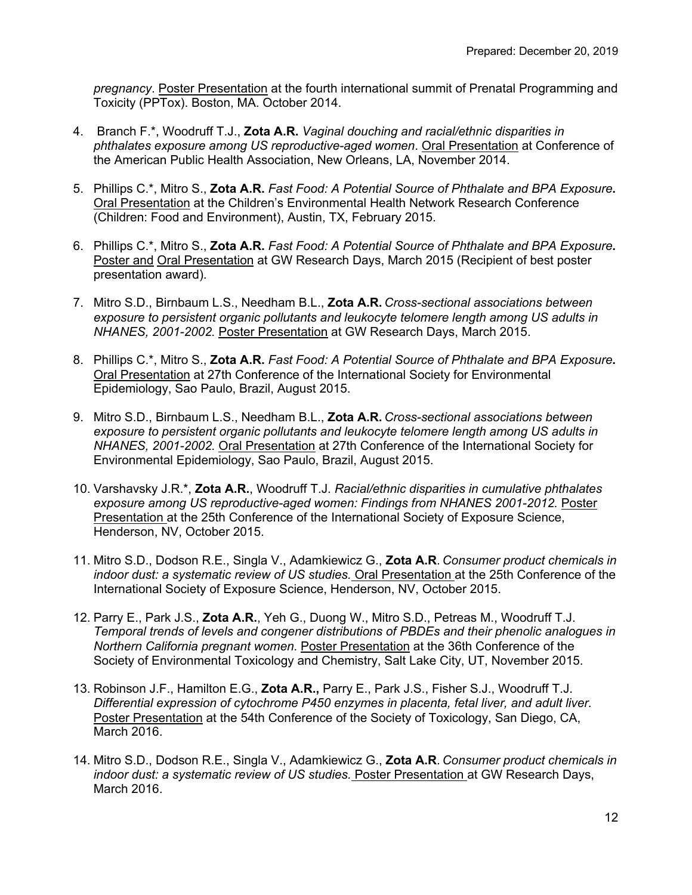*pregnancy*. Poster Presentation at the fourth international summit of Prenatal Programming and Toxicity (PPTox). Boston, MA. October 2014.

4. Branch F.*, Woodruff T.J., **Zota A.R.** *Vaginal douching and racial/ethnic disparities in phthalates exposure among US reproductive-aged women*. Oral Presentation at Conference of the American Public Health Association, New Orleans, LA, November 2014.

5. Phillips C.*, Mitro S., **Zota A.R.** *Fast Food: A Potential Source of Phthalate and BPA Exposure***.** Oral Presentation at the Children's Environmental Health Network Research Conference (Children: Food and Environment), Austin, TX, February 2015.

6. Phillips C.*, Mitro S., **Zota A.R.** *Fast Food: A Potential Source of Phthalate and BPA Exposure***.** Poster and Oral Presentation at GW Research Days, March 2015 (Recipient of best poster presentation award).

7. Mitro S.D., Birnbaum L.S., Needham B.L., **Zota A.R.** *Cross-sectional associations between exposure to persistent organic pollutants and leukocyte telomere length among US adults in NHANES, 2001-2002.* Poster Presentation at GW Research Days, March 2015.

8. Phillips C.*, Mitro S., **Zota A.R.** *Fast Food: A Potential Source of Phthalate and BPA Exposure***.** Oral Presentation at 27th Conference of the International Society for Environmental Epidemiology, Sao Paulo, Brazil, August 2015.

9. Mitro S.D., Birnbaum L.S., Needham B.L., **Zota A.R.** *Cross-sectional associations between exposure to persistent organic pollutants and leukocyte telomere length among US adults in NHANES, 2001-2002.* Oral Presentation at 27th Conference of the International Society for Environmental Epidemiology, Sao Paulo, Brazil, August 2015.

10. Varshavsky J.R.*, **Zota A.R.**, Woodruff T.J. *Racial/ethnic disparities in cumulative phthalates exposure among US reproductive-aged women: Findings from NHANES 2001-2012.* Poster Presentation at the 25th Conference of the International Society of Exposure Science, Henderson, NV, October 2015.

11. Mitro S.D., Dodson R.E., Singla V., Adamkiewicz G., **Zota A.R**. *Consumer product chemicals in indoor dust: a systematic review of US studies.* Oral Presentation at the 25th Conference of the International Society of Exposure Science, Henderson, NV, October 2015.

12. Parry E., Park J.S., **Zota A.R.**, Yeh G., Duong W., Mitro S.D., Petreas M., Woodruff T.J. *Temporal trends of levels and congener distributions of PBDEs and their phenolic analogues in Northern California pregnant women.* Poster Presentation at the 36th Conference of the Society of Environmental Toxicology and Chemistry, Salt Lake City, UT, November 2015.

13. Robinson J.F., Hamilton E.G., **Zota A.R.,** Parry E., Park J.S., Fisher S.J., Woodruff T.J. *Differential expression of cytochrome P450 enzymes in placenta, fetal liver, and adult liver*. Poster Presentation at the 54th Conference of the Society of Toxicology, San Diego, CA, March 2016.

14. Mitro S.D., Dodson R.E., Singla V., Adamkiewicz G., **Zota A.R**. *Consumer product chemicals in indoor dust: a systematic review of US studies.* Poster Presentation at GW Research Days, March 2016.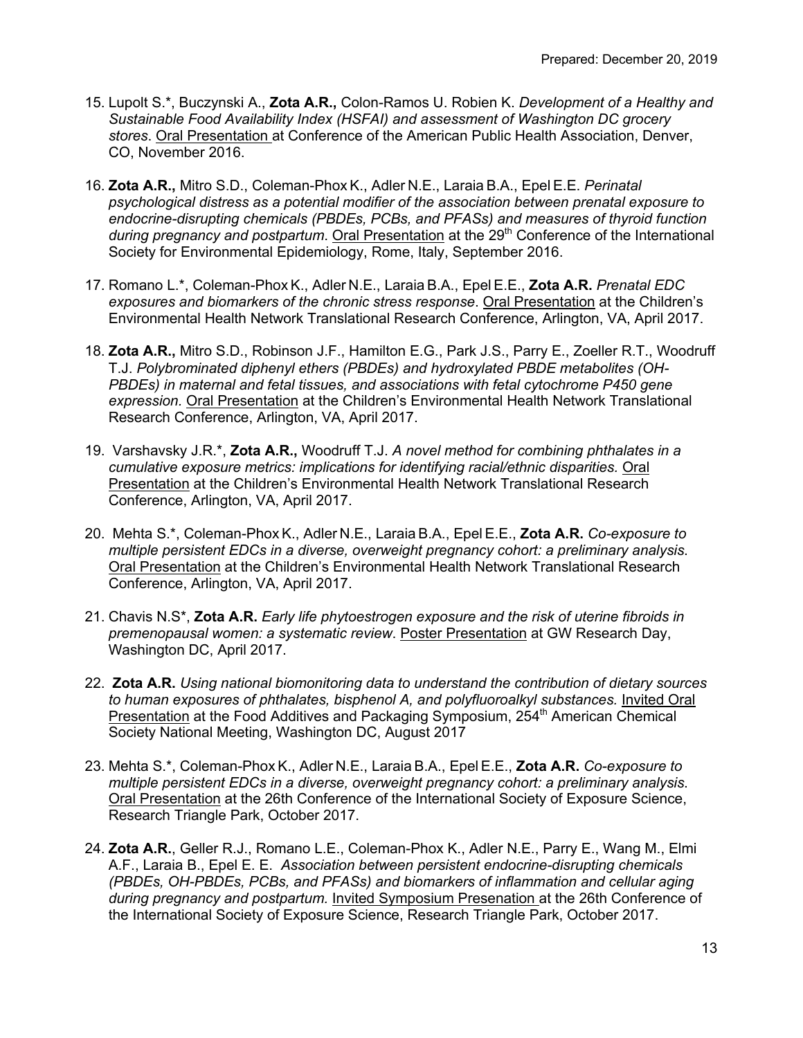15. Lupolt S.*, Buczynski A., **Zota A.R.,** Colon-Ramos U. Robien K. *Development of a Healthy and Sustainable Food Availability Index (HSFAI) and assessment of Washington DC grocery stores*. Oral Presentation at Conference of the American Public Health Association, Denver, CO, November 2016.

16. **Zota A.R.,** Mitro S.D., Coleman-Phox K., Adler N.E., Laraia B.A., Epel E.E. *Perinatal psychological distress as a potential modifier of the association between prenatal exposure to endocrine-disrupting chemicals (PBDEs, PCBs, and PFASs) and measures of thyroid function during pregnancy and postpartum*. Oral Presentation at the 29th Conference of the International Society for Environmental Epidemiology, Rome, Italy, September 2016.

17. Romano L.*, Coleman-Phox K., Adler N.E., Laraia B.A., Epel E.E., **Zota A.R.** *Prenatal EDC exposures and biomarkers of the chronic stress response*. Oral Presentation at the Children's Environmental Health Network Translational Research Conference, Arlington, VA, April 2017.

18. **Zota A.R.,** Mitro S.D., Robinson J.F., Hamilton E.G., Park J.S., Parry E., Zoeller R.T., Woodruff T.J. *Polybrominated diphenyl ethers (PBDEs) and hydroxylated PBDE metabolites (OH-PBDEs) in maternal and fetal tissues, and associations with fetal cytochrome P450 gene expression.* Oral Presentation at the Children's Environmental Health Network Translational Research Conference, Arlington, VA, April 2017.

19. Varshavsky J.R.*, **Zota A.R.,** Woodruff T.J. *A novel method for combining phthalates in a cumulative exposure metrics: implications for identifying racial/ethnic disparities.* Oral Presentation at the Children's Environmental Health Network Translational Research Conference, Arlington, VA, April 2017.

20. Mehta S.*, Coleman-Phox K., Adler N.E., Laraia B.A., Epel E.E., **Zota A.R.** *Co-exposure to multiple persistent EDCs in a diverse, overweight pregnancy cohort: a preliminary analysis.* Oral Presentation at the Children's Environmental Health Network Translational Research Conference, Arlington, VA, April 2017.

21. Chavis N.S*, **Zota A.R.** *Early life phytoestrogen exposure and the risk of uterine fibroids in premenopausal women: a systematic review*. Poster Presentation at GW Research Day, Washington DC, April 2017.

22. **Zota A.R.** *Using national biomonitoring data to understand the contribution of dietary sources to human exposures of phthalates, bisphenol A, and polyfluoroalkyl substances.* Invited Oral Presentation at the Food Additives and Packaging Symposium, 254th American Chemical Society National Meeting, Washington DC, August 2017

23. Mehta S.*, Coleman-Phox K., Adler N.E., Laraia B.A., Epel E.E., **Zota A.R.** *Co-exposure to multiple persistent EDCs in a diverse, overweight pregnancy cohort: a preliminary analysis.* Oral Presentation at the 26th Conference of the International Society of Exposure Science, Research Triangle Park, October 2017.

24. **Zota A.R.**, Geller R.J., Romano L.E., Coleman-Phox K., Adler N.E., Parry E., Wang M., Elmi A.F., Laraia B., Epel E. E. *Association between persistent endocrine-disrupting chemicals (PBDEs, OH-PBDEs, PCBs, and PFASs) and biomarkers of inflammation and cellular aging during pregnancy and postpartum.* Invited Symposium Presenation at the 26th Conference of the International Society of Exposure Science, Research Triangle Park, October 2017.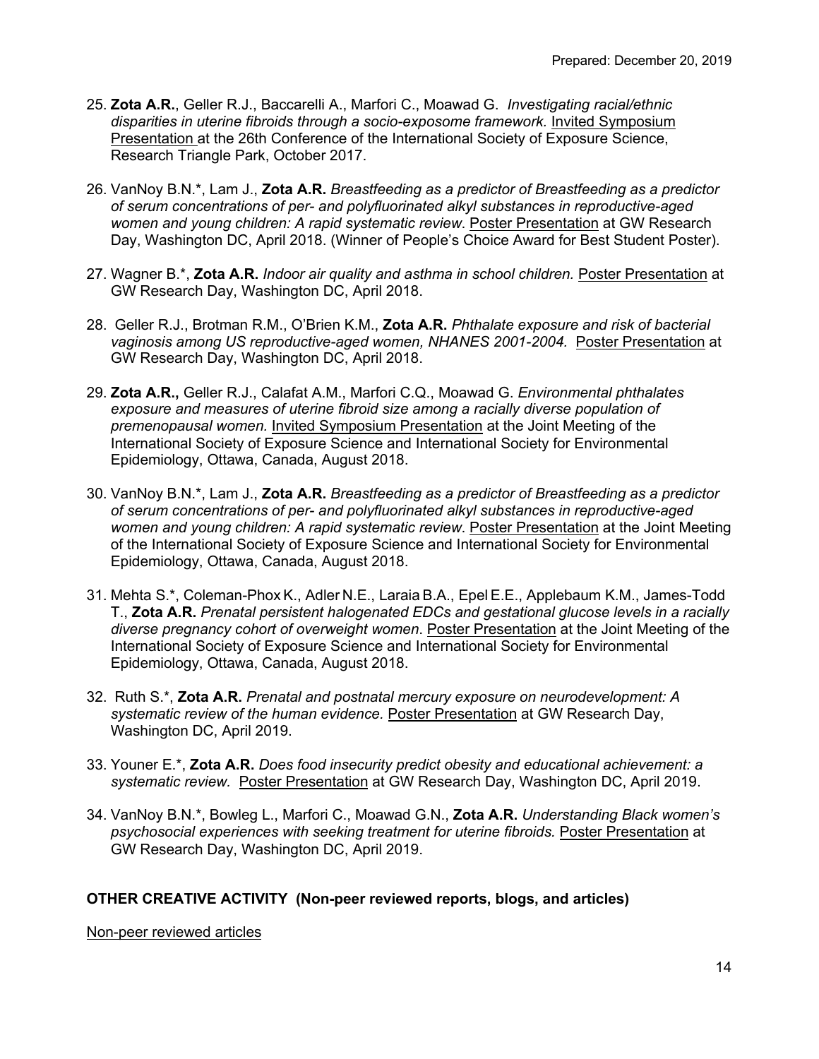25. **Zota A.R.**, Geller R.J., Baccarelli A., Marfori C., Moawad G. *Investigating racial/ethnic disparities in uterine fibroids through a socio-exposome framework.* Invited Symposium Presentation at the 26th Conference of the International Society of Exposure Science, Research Triangle Park, October 2017.

26. VanNoy B.N.*, Lam J., **Zota A.R.** *Breastfeeding as a predictor of Breastfeeding as a predictor of serum concentrations of per- and polyfluorinated alkyl substances in reproductive-aged women and young children: A rapid systematic review*. Poster Presentation at GW Research Day, Washington DC, April 2018. (Winner of People's Choice Award for Best Student Poster).

27. Wagner B.*, **Zota A.R.** *Indoor air quality and asthma in school children.* Poster Presentation at GW Research Day, Washington DC, April 2018.

28. Geller R.J., Brotman R.M., O'Brien K.M., **Zota A.R.** *Phthalate exposure and risk of bacterial vaginosis among US reproductive-aged women, NHANES 2001-2004.* Poster Presentation at GW Research Day, Washington DC, April 2018.

29. **Zota A.R.,** Geller R.J., Calafat A.M., Marfori C.Q., Moawad G. *Environmental phthalates exposure and measures of uterine fibroid size among a racially diverse population of premenopausal women.* Invited Symposium Presentation at the Joint Meeting of the International Society of Exposure Science and International Society for Environmental Epidemiology, Ottawa, Canada, August 2018.

30. VanNoy B.N.*, Lam J., **Zota A.R.** *Breastfeeding as a predictor of Breastfeeding as a predictor of serum concentrations of per- and polyfluorinated alkyl substances in reproductive-aged women and young children: A rapid systematic review*. Poster Presentation at the Joint Meeting of the International Society of Exposure Science and International Society for Environmental Epidemiology, Ottawa, Canada, August 2018.

31. Mehta S.*, Coleman-Phox K., Adler N.E., Laraia B.A., Epel E.E., Applebaum K.M., James-Todd T., **Zota A.R.** *Prenatal persistent halogenated EDCs and gestational glucose levels in a racially diverse pregnancy cohort of overweight women*. Poster Presentation at the Joint Meeting of the International Society of Exposure Science and International Society for Environmental Epidemiology, Ottawa, Canada, August 2018.

32. Ruth S.*, **Zota A.R.** *Prenatal and postnatal mercury exposure on neurodevelopment: A systematic review of the human evidence.* Poster Presentation at GW Research Day, Washington DC, April 2019.

33. Youner E.*, **Zota A.R.** *Does food insecurity predict obesity and educational achievement: a systematic review.* Poster Presentation at GW Research Day, Washington DC, April 2019.

34. VanNoy B.N.*, Bowleg L., Marfori C., Moawad G.N., **Zota A.R.** *Understanding Black women's psychosocial experiences with seeking treatment for uterine fibroids.* Poster Presentation at GW Research Day, Washington DC, April 2019.

## OTHER CREATIVE ACTIVITY (Non-peer reviewed reports, blogs, and articles)

Non-peer reviewed articles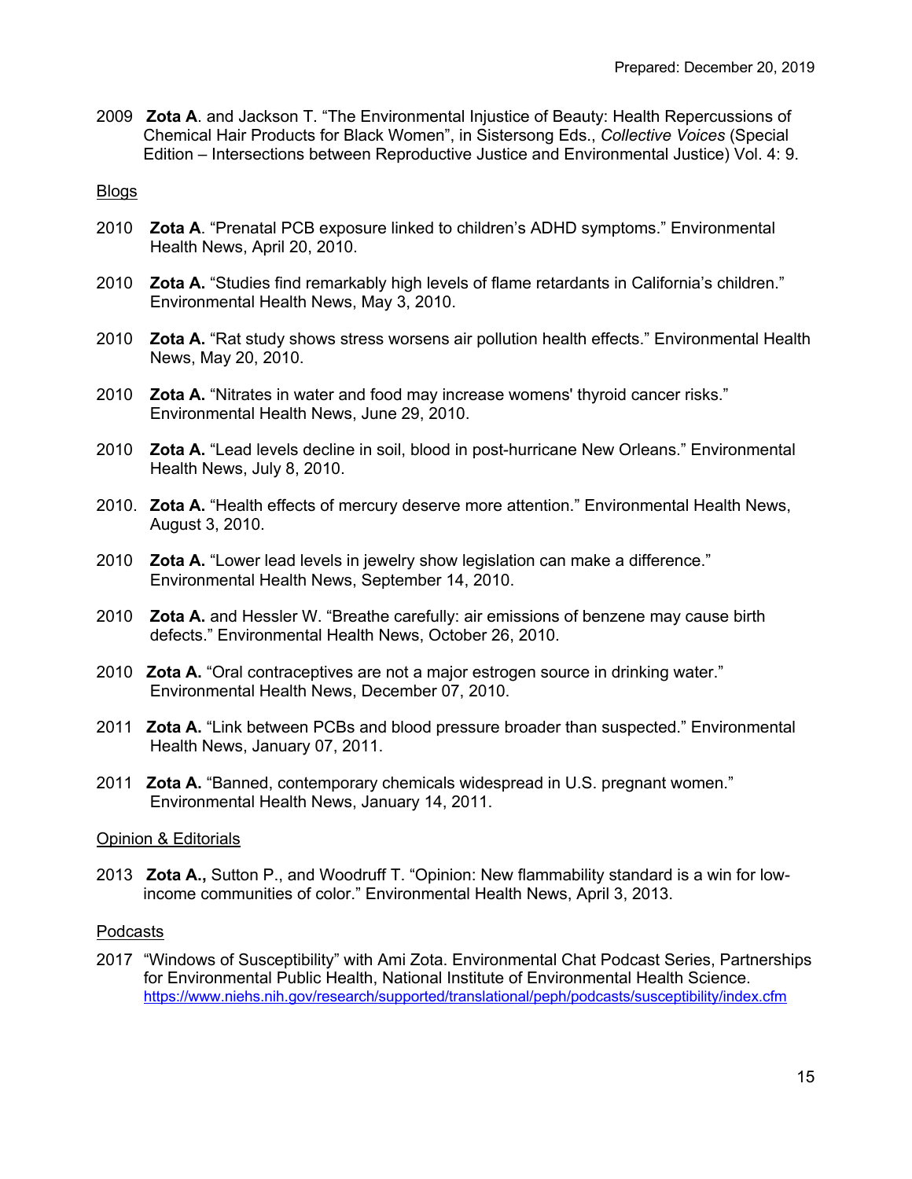2009 **Zota A**. and Jackson T. "The Environmental Injustice of Beauty: Health Repercussions of Chemical Hair Products for Black Women", in Sistersong Eds., *Collective Voices* (Special Edition – Intersections between Reproductive Justice and Environmental Justice) Vol. 4: 9.

Blogs

2010 **Zota A**. "Prenatal PCB exposure linked to children's ADHD symptoms." Environmental Health News, April 20, 2010.

2010 **Zota A.** "Studies find remarkably high levels of flame retardants in California's children." Environmental Health News, May 3, 2010.

2010 **Zota A.** "Rat study shows stress worsens air pollution health effects." Environmental Health News, May 20, 2010.

2010 **Zota A.** "Nitrates in water and food may increase womens' thyroid cancer risks." Environmental Health News, June 29, 2010.

2010 **Zota A.** "Lead levels decline in soil, blood in post-hurricane New Orleans." Environmental Health News, July 8, 2010.

2010. **Zota A.** "Health effects of mercury deserve more attention." Environmental Health News, August 3, 2010.

2010 **Zota A.** "Lower lead levels in jewelry show legislation can make a difference." Environmental Health News, September 14, 2010.

2010 **Zota A.** and Hessler W. "Breathe carefully: air emissions of benzene may cause birth defects." Environmental Health News, October 26, 2010.

2010 **Zota A.** "Oral contraceptives are not a major estrogen source in drinking water." Environmental Health News, December 07, 2010.

2011 **Zota A.** "Link between PCBs and blood pressure broader than suspected." Environmental Health News, January 07, 2011.

2011 **Zota A.** "Banned, contemporary chemicals widespread in U.S. pregnant women." Environmental Health News, January 14, 2011.

Opinion & Editorials

2013 **Zota A.,** Sutton P., and Woodruff T. "Opinion: New flammability standard is a win for low-income communities of color." Environmental Health News, April 3, 2013.

Podcasts

2017 "Windows of Susceptibility" with Ami Zota. Environmental Chat Podcast Series, Partnerships for Environmental Public Health, National Institute of Environmental Health Science. https://www.niehs.nih.gov/research/supported/translational/peph/podcasts/susceptibility/index.cfm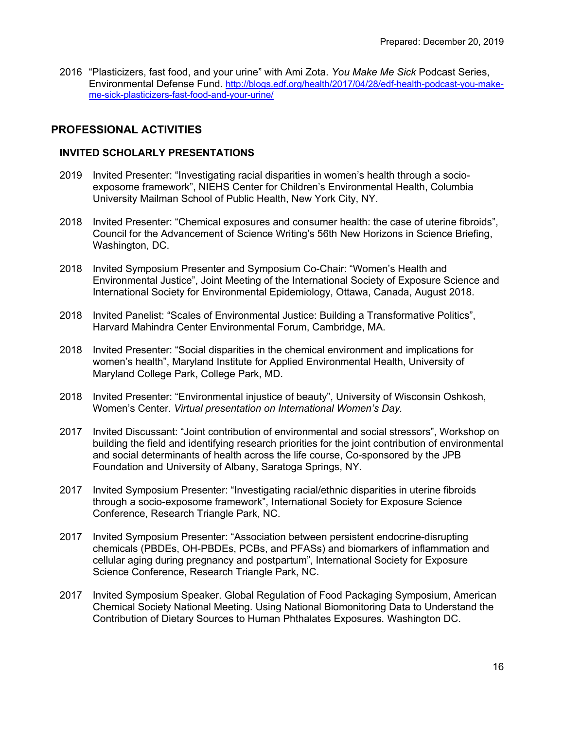2016 "Plasticizers, fast food, and your urine" with Ami Zota. *You Make Me Sick* Podcast Series, Environmental Defense Fund. http://blogs.edf.org/health/2017/04/28/edf-health-podcast-you-make-me-sick-plasticizers-fast-food-and-your-urine/

## PROFESSIONAL ACTIVITIES

### INVITED SCHOLARLY PRESENTATIONS

2019 Invited Presenter: "Investigating racial disparities in women's health through a socio-exposome framework", NIEHS Center for Children's Environmental Health, Columbia University Mailman School of Public Health, New York City, NY.

2018 Invited Presenter: "Chemical exposures and consumer health: the case of uterine fibroids", Council for the Advancement of Science Writing's 56th New Horizons in Science Briefing, Washington, DC.

2018 Invited Symposium Presenter and Symposium Co-Chair: "Women's Health and Environmental Justice", Joint Meeting of the International Society of Exposure Science and International Society for Environmental Epidemiology, Ottawa, Canada, August 2018.

2018 Invited Panelist: "Scales of Environmental Justice: Building a Transformative Politics", Harvard Mahindra Center Environmental Forum, Cambridge, MA.

2018 Invited Presenter: "Social disparities in the chemical environment and implications for women's health", Maryland Institute for Applied Environmental Health, University of Maryland College Park, College Park, MD.

2018 Invited Presenter: "Environmental injustice of beauty", University of Wisconsin Oshkosh, Women's Center. *Virtual presentation on International Women's Day.*

2017 Invited Discussant: "Joint contribution of environmental and social stressors", Workshop on building the field and identifying research priorities for the joint contribution of environmental and social determinants of health across the life course, Co-sponsored by the JPB Foundation and University of Albany, Saratoga Springs, NY.

2017 Invited Symposium Presenter: "Investigating racial/ethnic disparities in uterine fibroids through a socio-exposome framework", International Society for Exposure Science Conference, Research Triangle Park, NC.

2017 Invited Symposium Presenter: "Association between persistent endocrine-disrupting chemicals (PBDEs, OH-PBDEs, PCBs, and PFASs) and biomarkers of inflammation and cellular aging during pregnancy and postpartum", International Society for Exposure Science Conference, Research Triangle Park, NC.

2017 Invited Symposium Speaker. Global Regulation of Food Packaging Symposium, American Chemical Society National Meeting. Using National Biomonitoring Data to Understand the Contribution of Dietary Sources to Human Phthalates Exposures*.* Washington DC.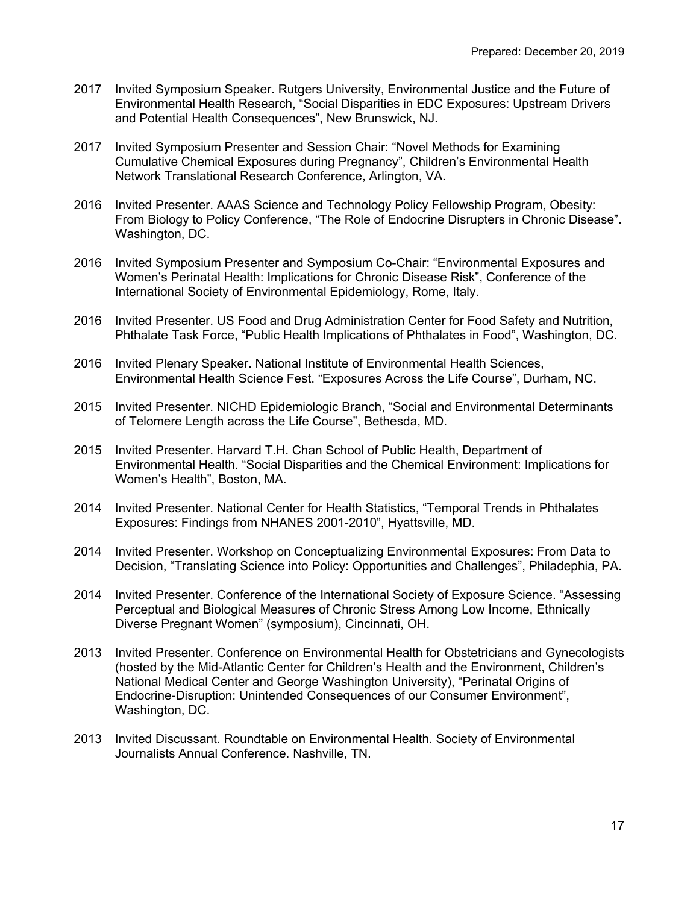2017 Invited Symposium Speaker. Rutgers University, Environmental Justice and the Future of Environmental Health Research, "Social Disparities in EDC Exposures: Upstream Drivers and Potential Health Consequences", New Brunswick, NJ.

2017 Invited Symposium Presenter and Session Chair: "Novel Methods for Examining Cumulative Chemical Exposures during Pregnancy", Children's Environmental Health Network Translational Research Conference, Arlington, VA.

2016 Invited Presenter. AAAS Science and Technology Policy Fellowship Program, Obesity: From Biology to Policy Conference, "The Role of Endocrine Disrupters in Chronic Disease". Washington, DC.

2016 Invited Symposium Presenter and Symposium Co-Chair: "Environmental Exposures and Women's Perinatal Health: Implications for Chronic Disease Risk", Conference of the International Society of Environmental Epidemiology, Rome, Italy.

2016 Invited Presenter. US Food and Drug Administration Center for Food Safety and Nutrition, Phthalate Task Force, "Public Health Implications of Phthalates in Food", Washington, DC.

2016 Invited Plenary Speaker. National Institute of Environmental Health Sciences, Environmental Health Science Fest. "Exposures Across the Life Course", Durham, NC.

2015 Invited Presenter. NICHD Epidemiologic Branch, "Social and Environmental Determinants of Telomere Length across the Life Course", Bethesda, MD.

2015 Invited Presenter. Harvard T.H. Chan School of Public Health, Department of Environmental Health. "Social Disparities and the Chemical Environment: Implications for Women's Health", Boston, MA.

2014 Invited Presenter. National Center for Health Statistics, "Temporal Trends in Phthalates Exposures: Findings from NHANES 2001-2010", Hyattsville, MD.

2014 Invited Presenter. Workshop on Conceptualizing Environmental Exposures: From Data to Decision, "Translating Science into Policy: Opportunities and Challenges", Philadephia, PA.

2014 Invited Presenter. Conference of the International Society of Exposure Science. "Assessing Perceptual and Biological Measures of Chronic Stress Among Low Income, Ethnically Diverse Pregnant Women" (symposium), Cincinnati, OH.

2013 Invited Presenter. Conference on Environmental Health for Obstetricians and Gynecologists (hosted by the Mid-Atlantic Center for Children's Health and the Environment, Children's National Medical Center and George Washington University), "Perinatal Origins of Endocrine-Disruption: Unintended Consequences of our Consumer Environment", Washington, DC.

2013 Invited Discussant. Roundtable on Environmental Health. Society of Environmental Journalists Annual Conference. Nashville, TN.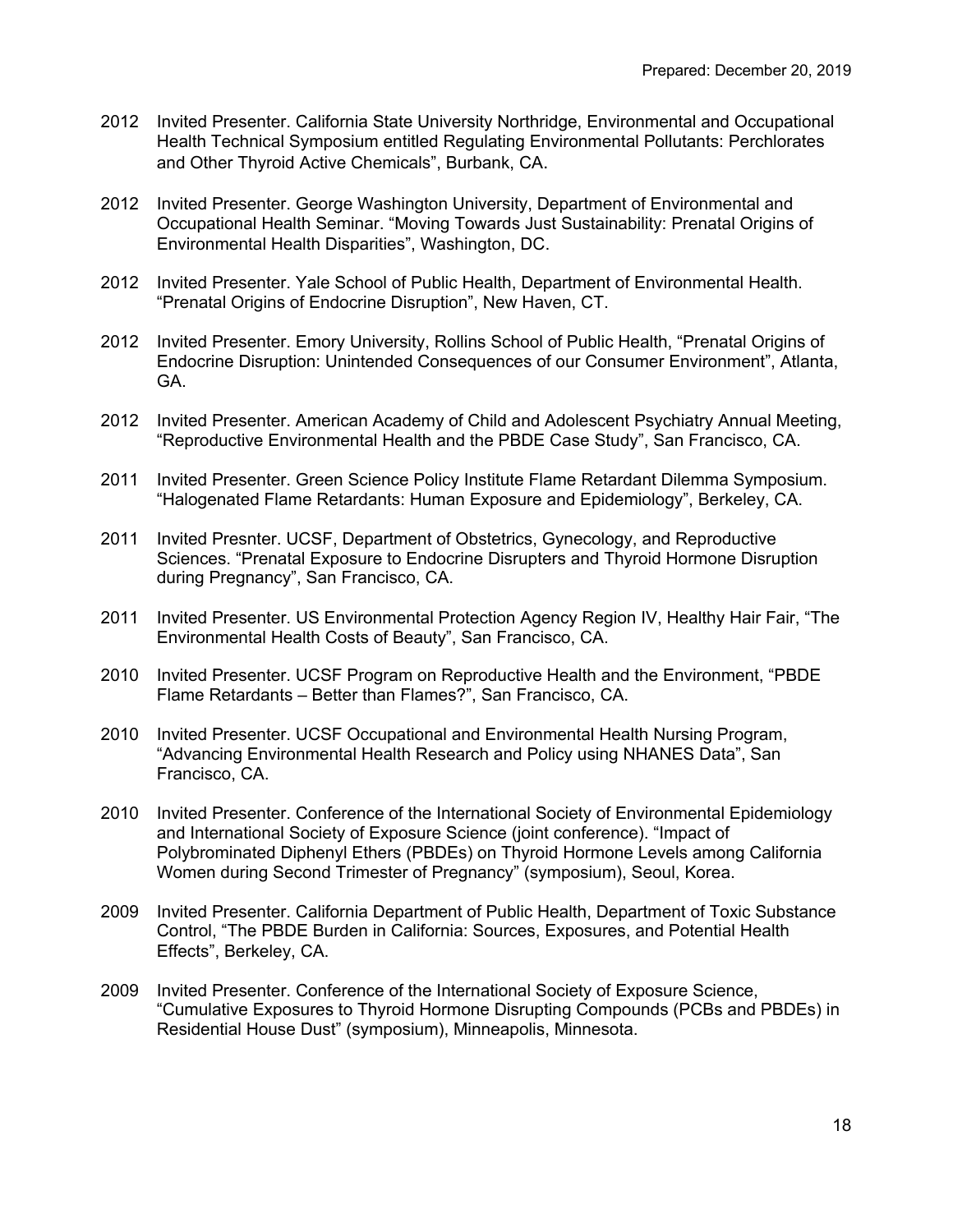2012 Invited Presenter. California State University Northridge, Environmental and Occupational Health Technical Symposium entitled Regulating Environmental Pollutants: Perchlorates and Other Thyroid Active Chemicals", Burbank, CA.

2012 Invited Presenter. George Washington University, Department of Environmental and Occupational Health Seminar. "Moving Towards Just Sustainability: Prenatal Origins of Environmental Health Disparities", Washington, DC.

2012 Invited Presenter. Yale School of Public Health, Department of Environmental Health. "Prenatal Origins of Endocrine Disruption", New Haven, CT.

2012 Invited Presenter. Emory University, Rollins School of Public Health, "Prenatal Origins of Endocrine Disruption: Unintended Consequences of our Consumer Environment", Atlanta, GA.

2012 Invited Presenter. American Academy of Child and Adolescent Psychiatry Annual Meeting, "Reproductive Environmental Health and the PBDE Case Study", San Francisco, CA.

2011 Invited Presenter. Green Science Policy Institute Flame Retardant Dilemma Symposium. "Halogenated Flame Retardants: Human Exposure and Epidemiology", Berkeley, CA.

2011 Invited Presnter. UCSF, Department of Obstetrics, Gynecology, and Reproductive Sciences. "Prenatal Exposure to Endocrine Disrupters and Thyroid Hormone Disruption during Pregnancy", San Francisco, CA.

2011 Invited Presenter. US Environmental Protection Agency Region IV, Healthy Hair Fair, "The Environmental Health Costs of Beauty", San Francisco, CA.

2010 Invited Presenter. UCSF Program on Reproductive Health and the Environment, "PBDE Flame Retardants – Better than Flames?", San Francisco, CA.

2010 Invited Presenter. UCSF Occupational and Environmental Health Nursing Program, "Advancing Environmental Health Research and Policy using NHANES Data", San Francisco, CA.

2010 Invited Presenter. Conference of the International Society of Environmental Epidemiology and International Society of Exposure Science (joint conference). "Impact of Polybrominated Diphenyl Ethers (PBDEs) on Thyroid Hormone Levels among California Women during Second Trimester of Pregnancy" (symposium), Seoul, Korea.

2009 Invited Presenter. California Department of Public Health, Department of Toxic Substance Control, "The PBDE Burden in California: Sources, Exposures, and Potential Health Effects", Berkeley, CA.

2009 Invited Presenter. Conference of the International Society of Exposure Science, "Cumulative Exposures to Thyroid Hormone Disrupting Compounds (PCBs and PBDEs) in Residential House Dust" (symposium), Minneapolis, Minnesota.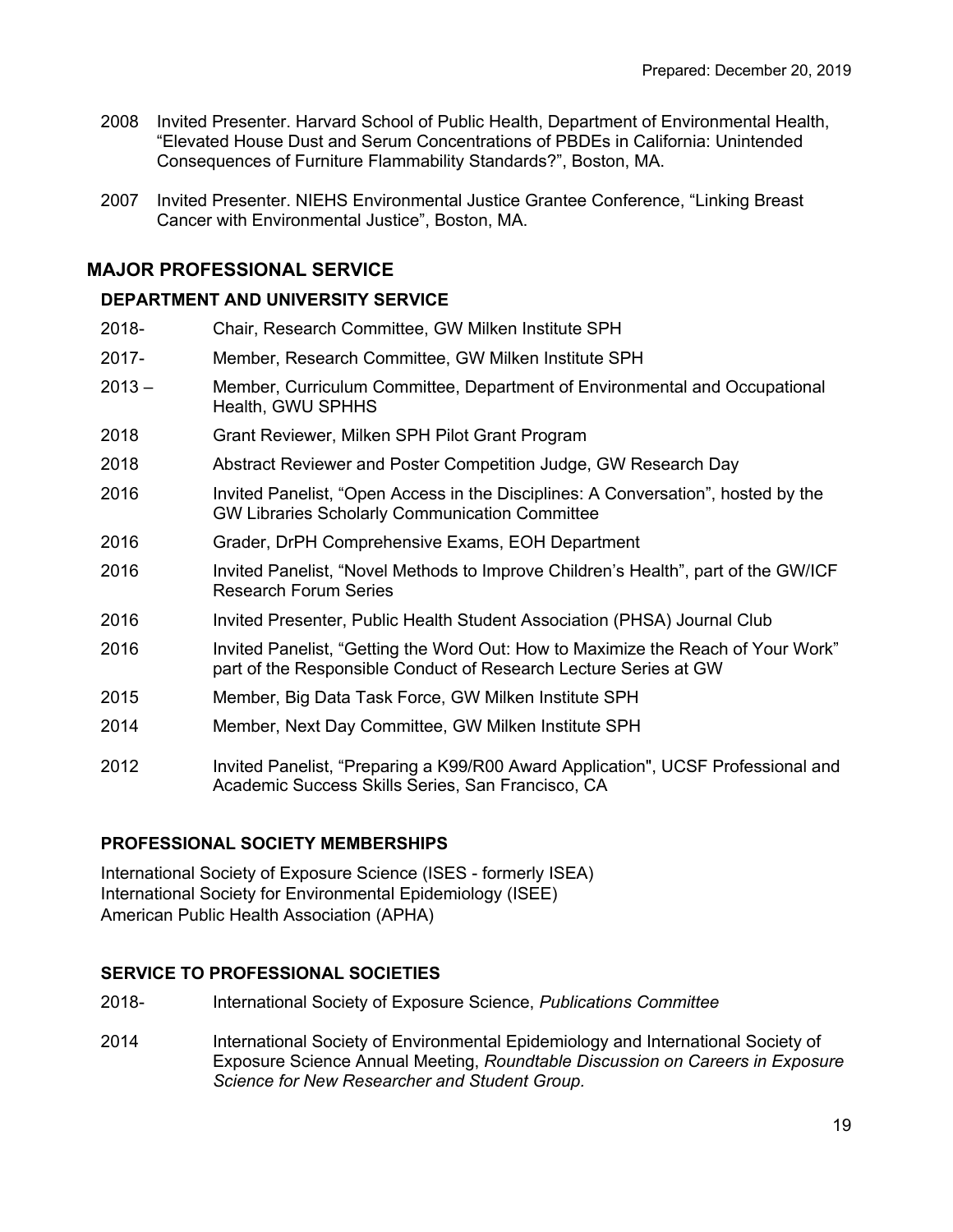2008 Invited Presenter. Harvard School of Public Health, Department of Environmental Health, "Elevated House Dust and Serum Concentrations of PBDEs in California: Unintended Consequences of Furniture Flammability Standards?", Boston, MA.

2007 Invited Presenter. NIEHS Environmental Justice Grantee Conference, "Linking Breast Cancer with Environmental Justice", Boston, MA.

## MAJOR PROFESSIONAL SERVICE

### DEPARTMENT AND UNIVERSITY SERVICE

2018- Chair, Research Committee, GW Milken Institute SPH

2017- Member, Research Committee, GW Milken Institute SPH

2013 – Member, Curriculum Committee, Department of Environmental and Occupational Health, GWU SPHHS

2018 Grant Reviewer, Milken SPH Pilot Grant Program

2018 Abstract Reviewer and Poster Competition Judge, GW Research Day

2016 Invited Panelist, "Open Access in the Disciplines: A Conversation", hosted by the GW Libraries Scholarly Communication Committee

2016 Grader, DrPH Comprehensive Exams, EOH Department

2016 Invited Panelist, "Novel Methods to Improve Children's Health", part of the GW/ICF Research Forum Series

2016 Invited Presenter, Public Health Student Association (PHSA) Journal Club

2016 Invited Panelist, "Getting the Word Out: How to Maximize the Reach of Your Work" part of the Responsible Conduct of Research Lecture Series at GW

2015 Member, Big Data Task Force, GW Milken Institute SPH

2014 Member, Next Day Committee, GW Milken Institute SPH

2012 Invited Panelist, "Preparing a K99/R00 Award Application", UCSF Professional and Academic Success Skills Series, San Francisco, CA

### PROFESSIONAL SOCIETY MEMBERSHIPS

International Society of Exposure Science (ISES - formerly ISEA)
International Society for Environmental Epidemiology (ISEE)
American Public Health Association (APHA)

### SERVICE TO PROFESSIONAL SOCIETIES

2018- International Society of Exposure Science, *Publications Committee*

2014 International Society of Environmental Epidemiology and International Society of Exposure Science Annual Meeting, *Roundtable Discussion on Careers in Exposure Science for New Researcher and Student Group.*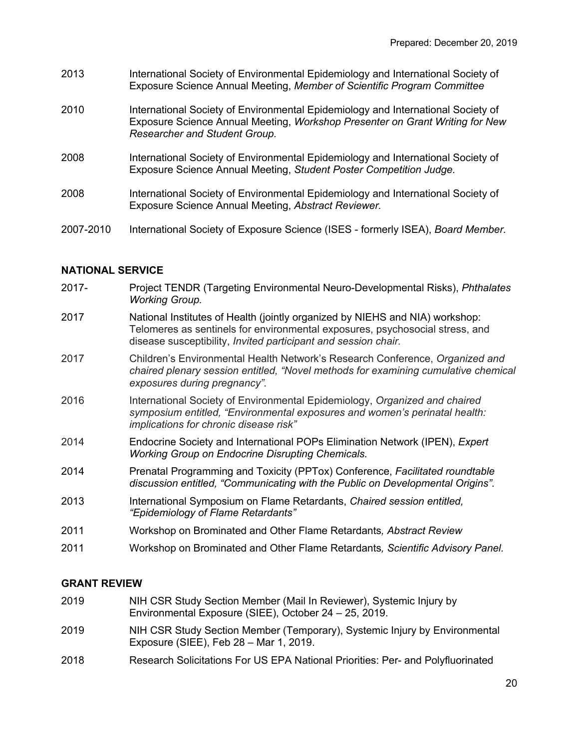2013 International Society of Environmental Epidemiology and International Society of Exposure Science Annual Meeting, *Member of Scientific Program Committee*

2010 International Society of Environmental Epidemiology and International Society of Exposure Science Annual Meeting, *Workshop Presenter on Grant Writing for New Researcher and Student Group*.

2008 International Society of Environmental Epidemiology and International Society of Exposure Science Annual Meeting, *Student Poster Competition Judge.*

2008 International Society of Environmental Epidemiology and International Society of Exposure Science Annual Meeting, *Abstract Reviewer.*

2007-2010 International Society of Exposure Science (ISES - formerly ISEA), *Board Member.*

**NATIONAL SERVICE**

2017- Project TENDR (Targeting Environmental Neuro-Developmental Risks), *Phthalates Working Group.*

2017 National Institutes of Health (jointly organized by NIEHS and NIA) workshop: Telomeres as sentinels for environmental exposures, psychosocial stress, and disease susceptibility, *Invited participant and session chair.*

2017 Children's Environmental Health Network's Research Conference, *Organized and chaired plenary session entitled, "Novel methods for examining cumulative chemical exposures during pregnancy".*

2016 International Society of Environmental Epidemiology, *Organized and chaired symposium entitled, "Environmental exposures and women's perinatal health: implications for chronic disease risk"*

2014 Endocrine Society and International POPs Elimination Network (IPEN), *Expert Working Group on Endocrine Disrupting Chemicals.*

2014 Prenatal Programming and Toxicity (PPTox) Conference, *Facilitated roundtable discussion entitled, "Communicating with the Public on Developmental Origins".*

2013 International Symposium on Flame Retardants, *Chaired session entitled, "Epidemiology of Flame Retardants"*

2011 Workshop on Brominated and Other Flame Retardants*, Abstract Review*

2011 Workshop on Brominated and Other Flame Retardants*, Scientific Advisory Panel.*

**GRANT REVIEW**

2019 NIH CSR Study Section Member (Mail In Reviewer), Systemic Injury by Environmental Exposure (SIEE), October 24 – 25, 2019.

2019 NIH CSR Study Section Member (Temporary), Systemic Injury by Environmental Exposure (SIEE), Feb 28 – Mar 1, 2019.

2018 Research Solicitations For US EPA National Priorities: Per- and Polyfluorinated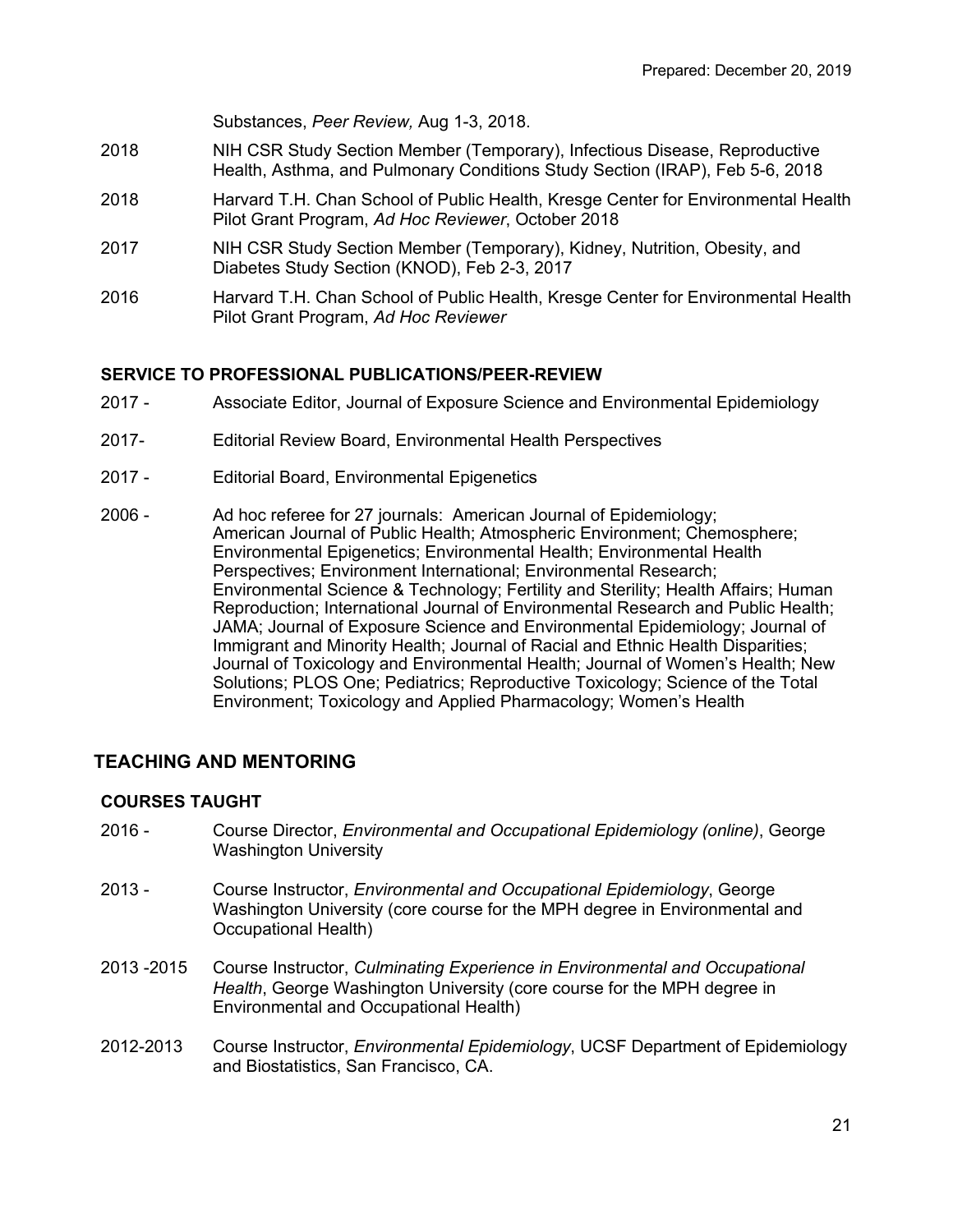Substances, *Peer Review,* Aug 1-3, 2018.

2018 NIH CSR Study Section Member (Temporary), Infectious Disease, Reproductive Health, Asthma, and Pulmonary Conditions Study Section (IRAP), Feb 5-6, 2018

2018 Harvard T.H. Chan School of Public Health, Kresge Center for Environmental Health Pilot Grant Program, *Ad Hoc Reviewer*, October 2018

2017 NIH CSR Study Section Member (Temporary), Kidney, Nutrition, Obesity, and Diabetes Study Section (KNOD), Feb 2-3, 2017

2016 Harvard T.H. Chan School of Public Health, Kresge Center for Environmental Health Pilot Grant Program, *Ad Hoc Reviewer*

### SERVICE TO PROFESSIONAL PUBLICATIONS/PEER-REVIEW

2017 - Associate Editor, Journal of Exposure Science and Environmental Epidemiology

2017- Editorial Review Board, Environmental Health Perspectives

2017 - Editorial Board, Environmental Epigenetics

2006 - Ad hoc referee for 27 journals: American Journal of Epidemiology; American Journal of Public Health; Atmospheric Environment; Chemosphere; Environmental Epigenetics; Environmental Health; Environmental Health Perspectives; Environment International; Environmental Research; Environmental Science & Technology; Fertility and Sterility; Health Affairs; Human Reproduction; International Journal of Environmental Research and Public Health; JAMA; Journal of Exposure Science and Environmental Epidemiology; Journal of Immigrant and Minority Health; Journal of Racial and Ethnic Health Disparities; Journal of Toxicology and Environmental Health; Journal of Women's Health; New Solutions; PLOS One; Pediatrics; Reproductive Toxicology; Science of the Total Environment; Toxicology and Applied Pharmacology; Women's Health

## TEACHING AND MENTORING

### COURSES TAUGHT

2016 - Course Director, *Environmental and Occupational Epidemiology (online)*, George Washington University

2013 - Course Instructor, *Environmental and Occupational Epidemiology*, George Washington University (core course for the MPH degree in Environmental and Occupational Health)

2013 -2015 Course Instructor, *Culminating Experience in Environmental and Occupational Health*, George Washington University (core course for the MPH degree in Environmental and Occupational Health)

2012-2013 Course Instructor, *Environmental Epidemiology*, UCSF Department of Epidemiology and Biostatistics, San Francisco, CA.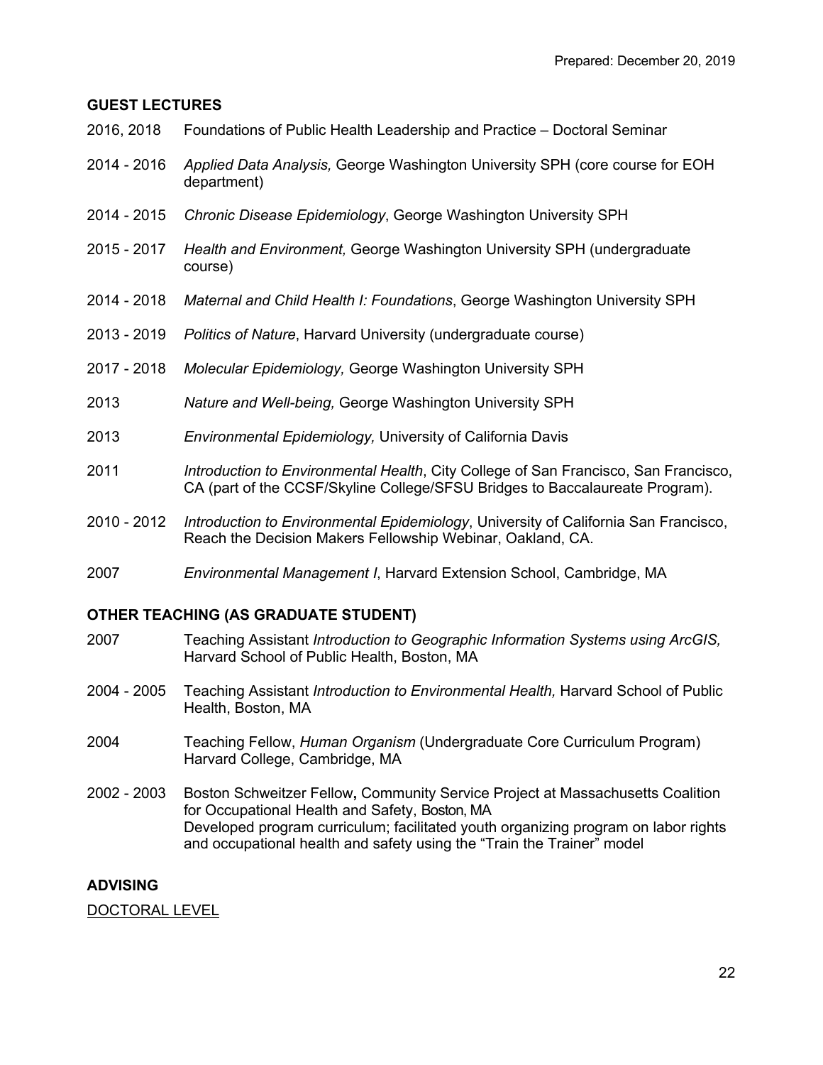**GUEST LECTURES**

2016, 2018 Foundations of Public Health Leadership and Practice – Doctoral Seminar

2014 - 2016 *Applied Data Analysis,* George Washington University SPH (core course for EOH department)

2014 - 2015 *Chronic Disease Epidemiology*, George Washington University SPH

2015 - 2017 *Health and Environment,* George Washington University SPH (undergraduate course)

2014 - 2018 *Maternal and Child Health I: Foundations*, George Washington University SPH

2013 - 2019 *Politics of Nature*, Harvard University (undergraduate course)

2017 - 2018 *Molecular Epidemiology,* George Washington University SPH

2013 *Nature and Well-being,* George Washington University SPH

2013 *Environmental Epidemiology,* University of California Davis

2011 *Introduction to Environmental Health*, City College of San Francisco, San Francisco, CA (part of the CCSF/Skyline College/SFSU Bridges to Baccalaureate Program).

2010 - 2012 *Introduction to Environmental Epidemiology*, University of California San Francisco, Reach the Decision Makers Fellowship Webinar, Oakland, CA.

2007 *Environmental Management I*, Harvard Extension School, Cambridge, MA

**OTHER TEACHING (AS GRADUATE STUDENT)**

2007 Teaching Assistant *Introduction to Geographic Information Systems using ArcGIS,* Harvard School of Public Health, Boston, MA

2004 - 2005 Teaching Assistant *Introduction to Environmental Health,* Harvard School of Public Health, Boston, MA

2004 Teaching Fellow, *Human Organism* (Undergraduate Core Curriculum Program) Harvard College, Cambridge, MA

2002 - 2003 Boston Schweitzer Fellow**,** Community Service Project at Massachusetts Coalition for Occupational Health and Safety, Boston, MA
Developed program curriculum; facilitated youth organizing program on labor rights and occupational health and safety using the "Train the Trainer" model

**ADVISING**

<u>DOCTORAL LEVEL</u>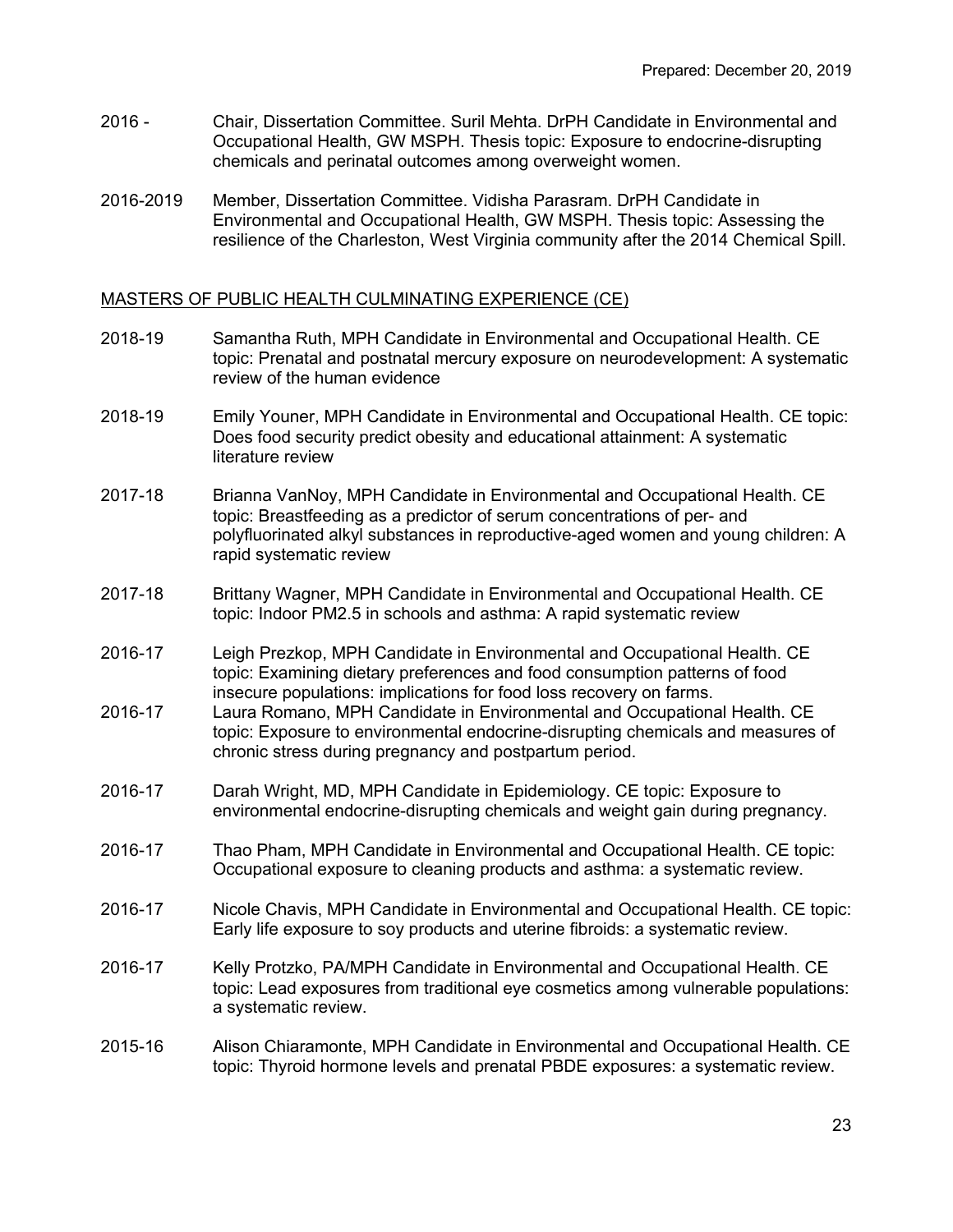2016 - Chair, Dissertation Committee. Suril Mehta. DrPH Candidate in Environmental and Occupational Health, GW MSPH. Thesis topic: Exposure to endocrine-disrupting chemicals and perinatal outcomes among overweight women.

2016-2019 Member, Dissertation Committee. Vidisha Parasram. DrPH Candidate in Environmental and Occupational Health, GW MSPH. Thesis topic: Assessing the resilience of the Charleston, West Virginia community after the 2014 Chemical Spill.

## MASTERS OF PUBLIC HEALTH CULMINATING EXPERIENCE (CE)

2018-19 Samantha Ruth, MPH Candidate in Environmental and Occupational Health. CE topic: Prenatal and postnatal mercury exposure on neurodevelopment: A systematic review of the human evidence

2018-19 Emily Youner, MPH Candidate in Environmental and Occupational Health. CE topic: Does food security predict obesity and educational attainment: A systematic literature review

2017-18 Brianna VanNoy, MPH Candidate in Environmental and Occupational Health. CE topic: Breastfeeding as a predictor of serum concentrations of per- and polyfluorinated alkyl substances in reproductive-aged women and young children: A rapid systematic review

2017-18 Brittany Wagner, MPH Candidate in Environmental and Occupational Health. CE topic: Indoor PM2.5 in schools and asthma: A rapid systematic review

2016-17 Leigh Prezkop, MPH Candidate in Environmental and Occupational Health. CE topic: Examining dietary preferences and food consumption patterns of food insecure populations: implications for food loss recovery on farms.

2016-17 Laura Romano, MPH Candidate in Environmental and Occupational Health. CE topic: Exposure to environmental endocrine-disrupting chemicals and measures of chronic stress during pregnancy and postpartum period.

2016-17 Darah Wright, MD, MPH Candidate in Epidemiology. CE topic: Exposure to environmental endocrine-disrupting chemicals and weight gain during pregnancy.

2016-17 Thao Pham, MPH Candidate in Environmental and Occupational Health. CE topic: Occupational exposure to cleaning products and asthma: a systematic review.

2016-17 Nicole Chavis, MPH Candidate in Environmental and Occupational Health. CE topic: Early life exposure to soy products and uterine fibroids: a systematic review.

2016-17 Kelly Protzko, PA/MPH Candidate in Environmental and Occupational Health. CE topic: Lead exposures from traditional eye cosmetics among vulnerable populations: a systematic review.

2015-16 Alison Chiaramonte, MPH Candidate in Environmental and Occupational Health. CE topic: Thyroid hormone levels and prenatal PBDE exposures: a systematic review.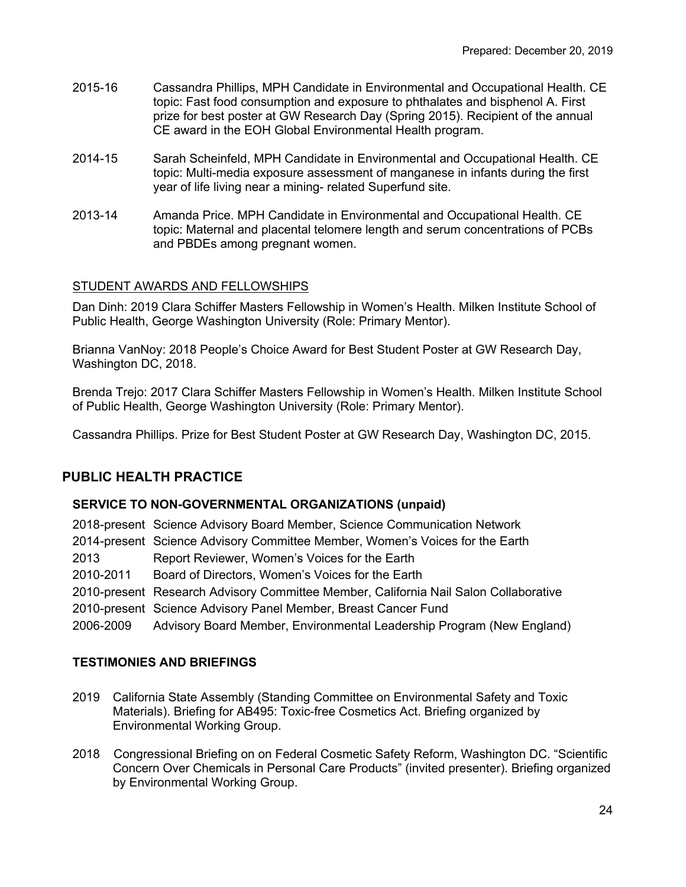2015-16 Cassandra Phillips, MPH Candidate in Environmental and Occupational Health. CE topic: Fast food consumption and exposure to phthalates and bisphenol A. First prize for best poster at GW Research Day (Spring 2015). Recipient of the annual CE award in the EOH Global Environmental Health program.

2014-15 Sarah Scheinfeld, MPH Candidate in Environmental and Occupational Health. CE topic: Multi-media exposure assessment of manganese in infants during the first year of life living near a mining- related Superfund site.

2013-14 Amanda Price. MPH Candidate in Environmental and Occupational Health. CE topic: Maternal and placental telomere length and serum concentrations of PCBs and PBDEs among pregnant women.

STUDENT AWARDS AND FELLOWSHIPS

Dan Dinh: 2019 Clara Schiffer Masters Fellowship in Women's Health. Milken Institute School of Public Health, George Washington University (Role: Primary Mentor).

Brianna VanNoy: 2018 People's Choice Award for Best Student Poster at GW Research Day, Washington DC, 2018.

Brenda Trejo: 2017 Clara Schiffer Masters Fellowship in Women's Health. Milken Institute School of Public Health, George Washington University (Role: Primary Mentor).

Cassandra Phillips. Prize for Best Student Poster at GW Research Day, Washington DC, 2015.

## PUBLIC HEALTH PRACTICE

### SERVICE TO NON-GOVERNMENTAL ORGANIZATIONS (unpaid)

2018-present Science Advisory Board Member, Science Communication Network
2014-present Science Advisory Committee Member, Women's Voices for the Earth
2013 Report Reviewer, Women's Voices for the Earth
2010-2011 Board of Directors, Women's Voices for the Earth
2010-present Research Advisory Committee Member, California Nail Salon Collaborative
2010-present Science Advisory Panel Member, Breast Cancer Fund
2006-2009 Advisory Board Member, Environmental Leadership Program (New England)

### TESTIMONIES AND BRIEFINGS

2019 California State Assembly (Standing Committee on Environmental Safety and Toxic Materials). Briefing for AB495: Toxic-free Cosmetics Act. Briefing organized by Environmental Working Group.

2018 Congressional Briefing on on Federal Cosmetic Safety Reform, Washington DC. "Scientific Concern Over Chemicals in Personal Care Products" (invited presenter). Briefing organized by Environmental Working Group.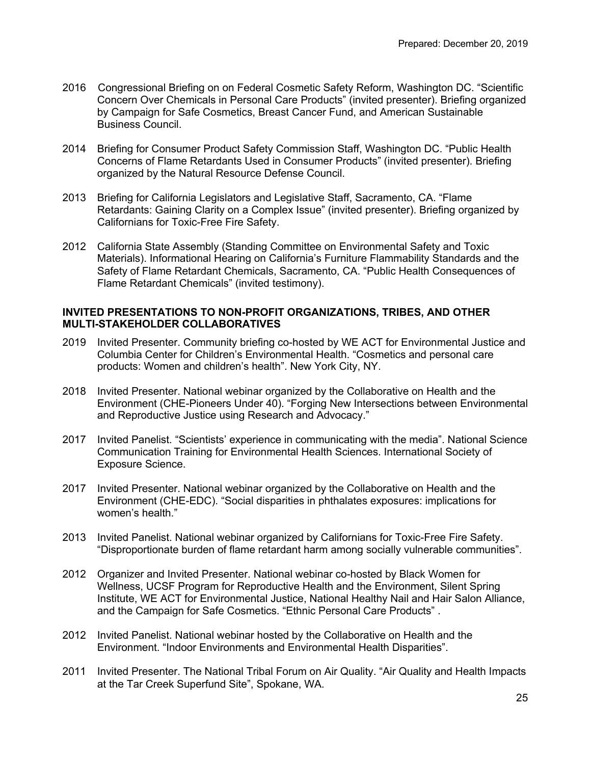2016 Congressional Briefing on on Federal Cosmetic Safety Reform, Washington DC. "Scientific Concern Over Chemicals in Personal Care Products" (invited presenter). Briefing organized by Campaign for Safe Cosmetics, Breast Cancer Fund, and American Sustainable Business Council.

2014 Briefing for Consumer Product Safety Commission Staff, Washington DC. "Public Health Concerns of Flame Retardants Used in Consumer Products" (invited presenter). Briefing organized by the Natural Resource Defense Council.

2013 Briefing for California Legislators and Legislative Staff, Sacramento, CA. "Flame Retardants: Gaining Clarity on a Complex Issue" (invited presenter). Briefing organized by Californians for Toxic-Free Fire Safety.

2012 California State Assembly (Standing Committee on Environmental Safety and Toxic Materials). Informational Hearing on California's Furniture Flammability Standards and the Safety of Flame Retardant Chemicals, Sacramento, CA. "Public Health Consequences of Flame Retardant Chemicals" (invited testimony).

## INVITED PRESENTATIONS TO NON-PROFIT ORGANIZATIONS, TRIBES, AND OTHER MULTI-STAKEHOLDER COLLABORATIVES

2019 Invited Presenter. Community briefing co-hosted by WE ACT for Environmental Justice and Columbia Center for Children's Environmental Health. "Cosmetics and personal care products: Women and children's health". New York City, NY.

2018 Invited Presenter. National webinar organized by the Collaborative on Health and the Environment (CHE-Pioneers Under 40). "Forging New Intersections between Environmental and Reproductive Justice using Research and Advocacy."

2017 Invited Panelist. "Scientists' experience in communicating with the media". National Science Communication Training for Environmental Health Sciences. International Society of Exposure Science.

2017 Invited Presenter. National webinar organized by the Collaborative on Health and the Environment (CHE-EDC). "Social disparities in phthalates exposures: implications for women's health."

2013 Invited Panelist. National webinar organized by Californians for Toxic-Free Fire Safety. "Disproportionate burden of flame retardant harm among socially vulnerable communities".

2012 Organizer and Invited Presenter. National webinar co-hosted by Black Women for Wellness, UCSF Program for Reproductive Health and the Environment, Silent Spring Institute, WE ACT for Environmental Justice, National Healthy Nail and Hair Salon Alliance, and the Campaign for Safe Cosmetics. "Ethnic Personal Care Products" .

2012 Invited Panelist. National webinar hosted by the Collaborative on Health and the Environment. "Indoor Environments and Environmental Health Disparities".

2011 Invited Presenter. The National Tribal Forum on Air Quality. "Air Quality and Health Impacts at the Tar Creek Superfund Site", Spokane, WA.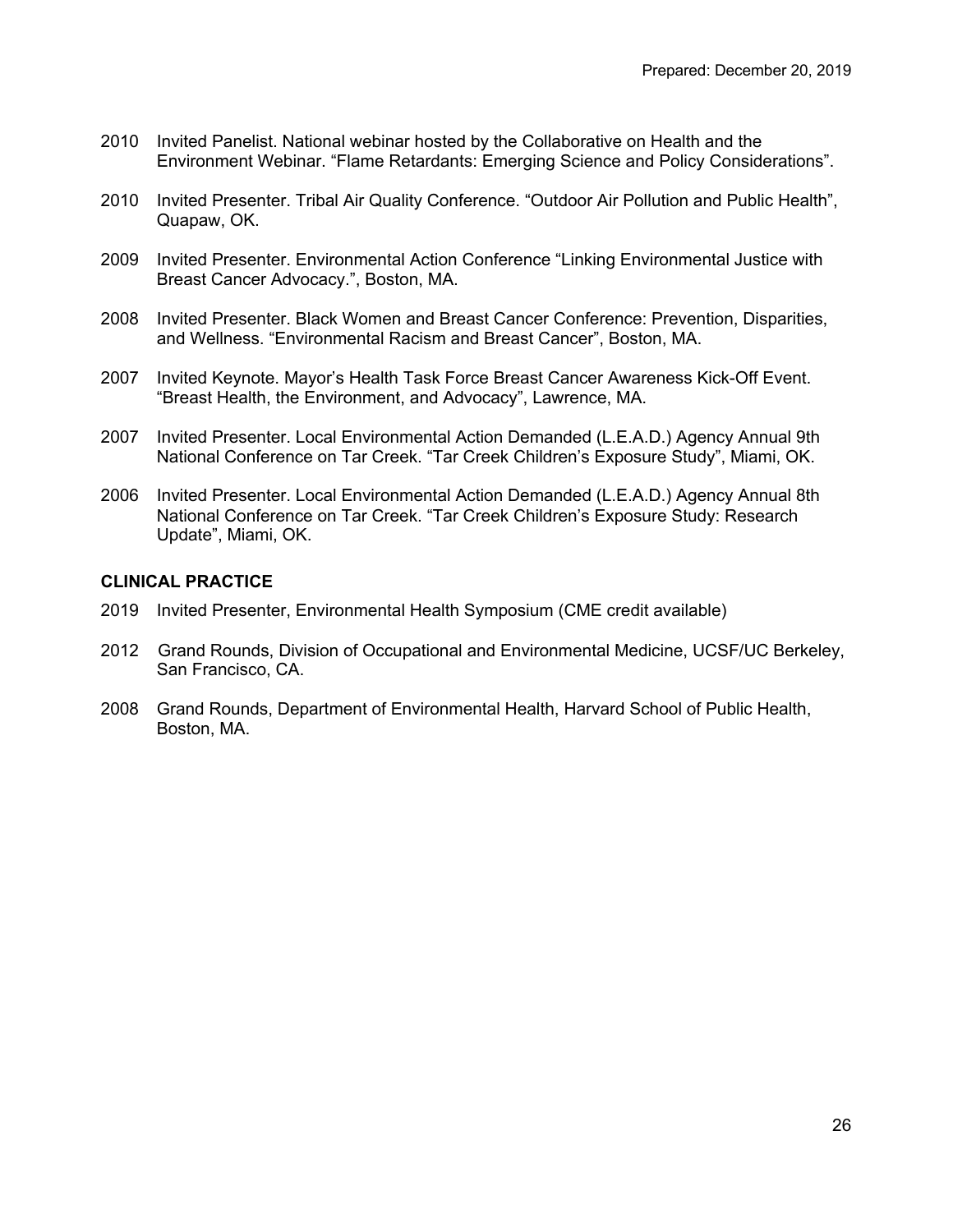2010 Invited Panelist. National webinar hosted by the Collaborative on Health and the Environment Webinar. “Flame Retardants: Emerging Science and Policy Considerations”.

2010 Invited Presenter. Tribal Air Quality Conference. “Outdoor Air Pollution and Public Health”, Quapaw, OK.

2009 Invited Presenter. Environmental Action Conference “Linking Environmental Justice with Breast Cancer Advocacy.”, Boston, MA.

2008 Invited Presenter. Black Women and Breast Cancer Conference: Prevention, Disparities, and Wellness. “Environmental Racism and Breast Cancer”, Boston, MA.

2007 Invited Keynote. Mayor’s Health Task Force Breast Cancer Awareness Kick-Off Event. “Breast Health, the Environment, and Advocacy”, Lawrence, MA.

2007 Invited Presenter. Local Environmental Action Demanded (L.E.A.D.) Agency Annual 9th National Conference on Tar Creek. “Tar Creek Children’s Exposure Study”, Miami, OK.

2006 Invited Presenter. Local Environmental Action Demanded (L.E.A.D.) Agency Annual 8th National Conference on Tar Creek. “Tar Creek Children’s Exposure Study: Research Update”, Miami, OK.

## CLINICAL PRACTICE

2019 Invited Presenter, Environmental Health Symposium (CME credit available)

2012 Grand Rounds, Division of Occupational and Environmental Medicine, UCSF/UC Berkeley, San Francisco, CA.

2008 Grand Rounds, Department of Environmental Health, Harvard School of Public Health, Boston, MA.